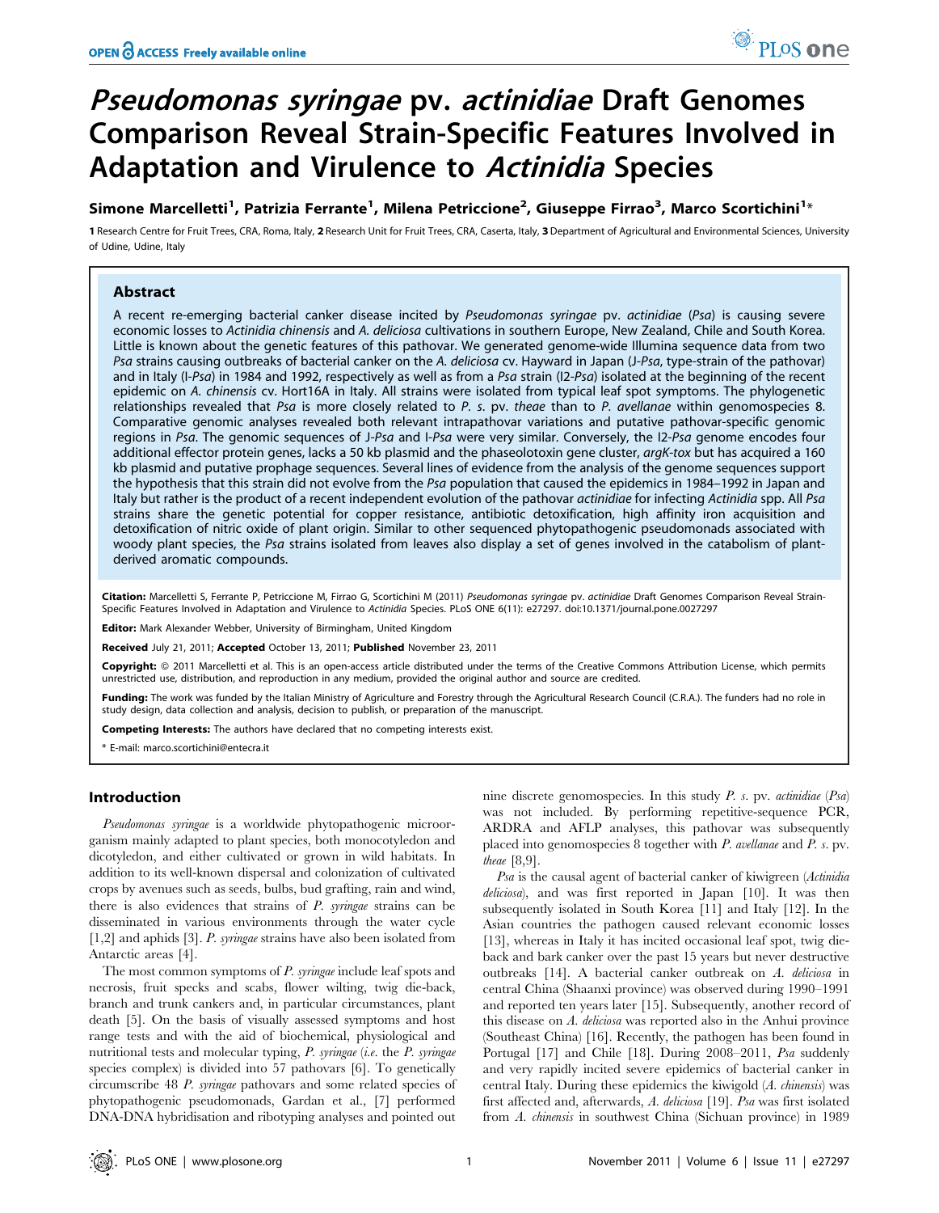# *Pseudomonas syringae* pv. *actinidiae* Draft Genomes Comparison Reveal Strain-Specific Features Involved in Adaptation and Virulence to *Actinidia* Species

**Simone Marcelletti[1], Patrizia Ferrante[1], Milena Petriccione[2], Giuseppe Firrao[3], Marco Scortichini[1]***

1 Research Centre for Fruit Trees, CRA, Roma, Italy, 2 Research Unit for Fruit Trees, CRA, Caserta, Italy, 3 Department of Agricultural and Environmental Sciences, University of Udine, Udine, Italy

## Abstract

A recent re-emerging bacterial canker disease incited by *Pseudomonas syringae* pv. *actinidiae* (*Psa*) is causing severe economic losses to *Actinidia chinensis* and *A. deliciosa* cultivations in southern Europe, New Zealand, Chile and South Korea. Little is known about the genetic features of this pathovar. We generated genome-wide Illumina sequence data from two *Psa* strains causing outbreaks of bacterial canker on the *A. deliciosa* cv. Hayward in Japan (*J-Psa*, type-strain of the pathovar) and in Italy (*I-Psa*) in 1984 and 1992, respectively as well as from a *Psa* strain (I2-*Psa*) isolated at the beginning of the recent epidemic on *A. chinensis* cv. Hort16A in Italy. All strains were isolated from typical leaf spot symptoms. The phylogenetic relationships revealed that *Psa* is more closely related to *P. s.* pv. *theae* than to *P. avellanae* within genomospecies 8. Comparative genomic analyses revealed both relevant intrapathovar variations and putative pathovar-specific genomic regions in *Psa*. The genomic sequences of *J-Psa* and *I-Psa* were very similar. Conversely, the I2-*Psa* genome encodes four additional effector protein genes, lacks a 50 kb plasmid and the phaseolotoxin gene cluster, *argK-tox* but has acquired a 160 kb plasmid and putative prophage sequences. Several lines of evidence from the analysis of the genome sequences support the hypothesis that this strain did not evolve from the *Psa* population that caused the epidemics in 1984–1992 in Japan and Italy but rather is the product of a recent independent evolution of the pathovar *actinidiae* for infecting *Actinidia* spp. All *Psa* strains share the genetic potential for copper resistance, antibiotic detoxification, high affinity iron acquisition and detoxification of nitric oxide of plant origin. Similar to other sequenced phytopathogenic pseudomonads associated with woody plant species, the *Psa* strains isolated from leaves also display a set of genes involved in the catabolism of plant-derived aromatic compounds.

**Citation:** Marcelletti S, Ferrante P, Petriccione M, Firrao G, Scortichini M (2011) *Pseudomonas syringae* pv. *actinidiae* Draft Genomes Comparison Reveal Strain-Specific Features Involved in Adaptation and Virulence to *Actinidia* Species. PLoS ONE 6(11): e27297. doi:10.1371/journal.pone.0027297

**Editor:** Mark Alexander Webber, University of Birmingham, United Kingdom

**Received** July 21, 2011; **Accepted** October 13, 2011; **Published** November 23, 2011

**Copyright:** © 2011 Marcelletti et al. This is an open-access article distributed under the terms of the Creative Commons Attribution License, which permits unrestricted use, distribution, and reproduction in any medium, provided the original author and source are credited.

**Funding:** The work was funded by the Italian Ministry of Agriculture and Forestry through the Agricultural Research Council (C.R.A.). The funders had no role in study design, data collection and analysis, decision to publish, or preparation of the manuscript.

**Competing Interests:** The authors have declared that no competing interests exist.

\* E-mail: marco.scortichini@entecra.it

## Introduction

*Pseudomonas syringae* is a worldwide phytopathogenic microorganism mainly adapted to plant species, both monocotyledon and dicotyledon, and either cultivated or grown in wild habitats. In addition to its well-known dispersal and colonization of cultivated crops by avenues such as seeds, bulbs, bud grafting, rain and wind, there is also evidences that strains of *P. syringae* strains can be disseminated in various environments through the water cycle [1,2] and aphids [3]. *P. syringae* strains have also been isolated from Antarctic areas [4].

The most common symptoms of *P. syringae* include leaf spots and necrosis, fruit specks and scabs, flower wilting, twig die-back, branch and trunk cankers and, in particular circumstances, plant death [5]. On the basis of visually assessed symptoms and host range tests and with the aid of biochemical, physiological and nutritional tests and molecular typing, *P. syringae* (*i.e.* the *P. syringae* species complex) is divided into 57 pathovars [6]. To genetically circumscribe 48 *P. syringae* pathovars and some related species of phytopathogenic pseudomonads, Gardan et al., [7] performed DNA-DNA hybridisation and ribotyping analyses and pointed out nine discrete genomospecies. In this study *P. s.* pv. *actinidiae* (*Psa*) was not included. By performing repetitive-sequence PCR, ARDRA and AFLP analyses, this pathovar was subsequently placed into genomospecies 8 together with *P. avellanae* and *P. s.* pv. *theae* [8,9].

*Psa* is the causal agent of bacterial canker of kiwigreen (*Actinidia deliciosa*), and was first reported in Japan [10]. It was then subsequently isolated in South Korea [11] and Italy [12]. In the Asian countries the pathogen caused relevant economic losses [13], whereas in Italy it has incited occasional leaf spot, twig die-back and bark canker over the past 15 years but never destructive outbreaks [14]. A bacterial canker outbreak on *A. deliciosa* in central China (Shaanxi province) was observed during 1990–1991 and reported ten years later [15]. Subsequently, another record of this disease on *A. deliciosa* was reported also in the Anhui province (Southeast China) [16]. Recently, the pathogen has been found in Portugal [17] and Chile [18]. During 2008–2011, *Psa* suddenly and very rapidly incited severe epidemics of bacterial canker in central Italy. During these epidemics the kiwigold (*A. chinensis*) was first affected and, afterwards, *A. deliciosa* [19]. *Psa* was first isolated from *A. chinensis* in southwest China (Sichuan province) in 1989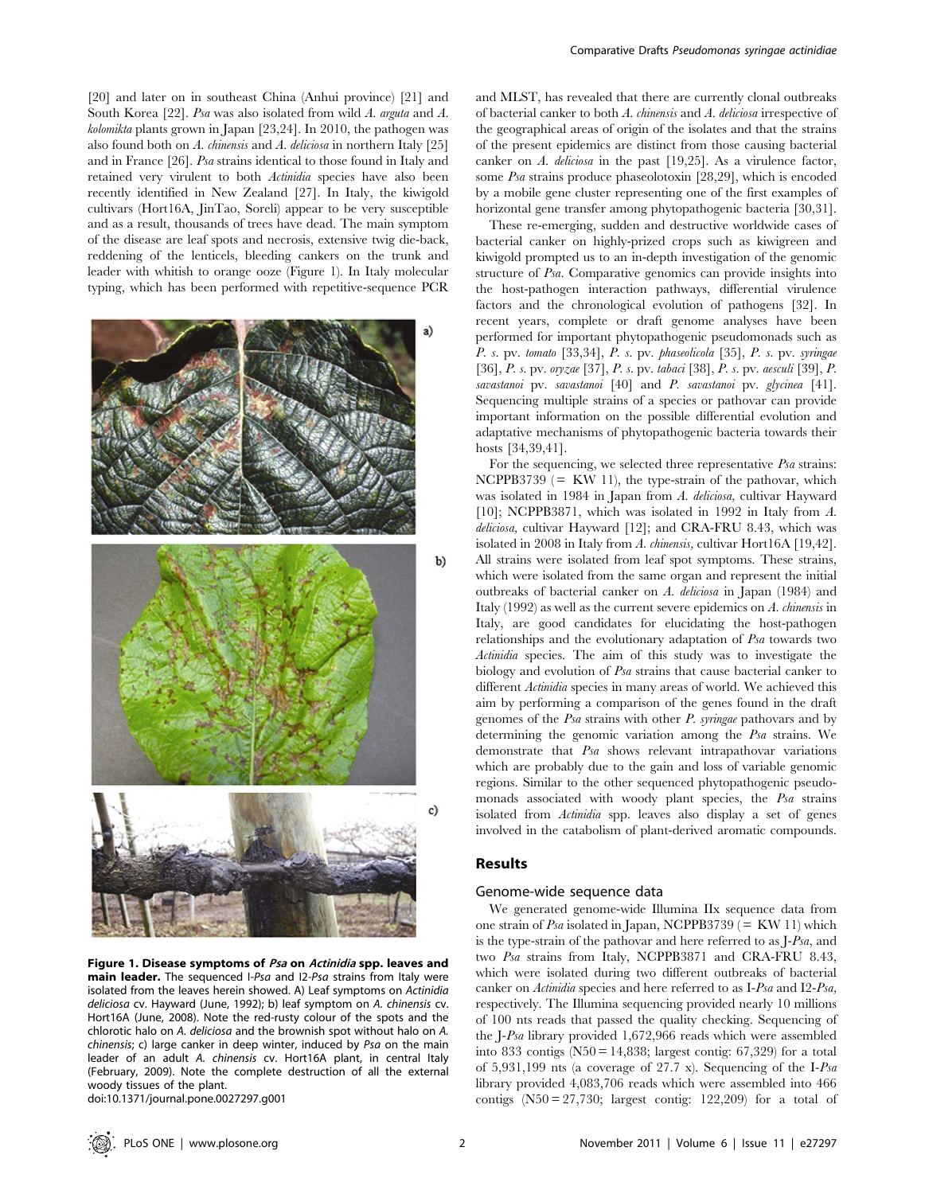[20] and later on in southeast China (Anhui province) [21] and South Korea [22]. *Psa* was also isolated from wild *A. arguta* and *A. kolomikta* plants grown in Japan [23,24]. In 2010, the pathogen was also found both on *A. chinensis* and *A. deliciosa* in northern Italy [25] and in France [26]. *Psa* strains identical to those found in Italy and retained very virulent to both *Actinidia* species have also been recently identified in New Zealand [27]. In Italy, the kiwigold cultivars (Hort16A, JinTao, Soreli) appear to be very susceptible and as a result, thousands of trees have dead. The main symptom of the disease are leaf spots and necrosis, extensive twig die-back, reddening of the lenticels, bleeding cankers on the trunk and leader with whitish to orange ooze (Figure 1). In Italy molecular typing, which has been performed with repetitive-sequence PCR and MLST, has revealed that there are currently clonal outbreaks of bacterial canker to both *A. chinensis* and *A. deliciosa* irrespective of the geographical areas of origin of the isolates and that the strains of the present epidemics are distinct from those causing bacterial canker on *A. deliciosa* in the past [19,25]. As a virulence factor, some *Psa* strains produce phaseolotoxin [28,29], which is encoded by a mobile gene cluster representing one of the first examples of horizontal gene transfer among phytopathogenic bacteria [30,31].

**Figure 1. Disease symptoms of *Psa* on *Actinidia* spp. leaves and main leader.** The sequenced I-*Psa* and I2-*Psa* strains from Italy were isolated from the leaves herein showed. A) Leaf symptoms on *Actinidia deliciosa* cv. Hayward (June, 1992); b) leaf symptom on *A. chinensis* cv. Hort16A (June, 2008). Note the red-rusty colour of the spots and the chlorotic halo on *A. deliciosa* and the brownish spot without halo on *A. chinensis*; c) large canker in deep winter, induced by *Psa* on the main leader of an adult *A. chinensis* cv. Hort16A plant, in central Italy (February, 2009). Note the complete destruction of all the external woody tissues of the plant.
doi:10.1371/journal.pone.0027297.g001

These re-emerging, sudden and destructive worldwide cases of bacterial canker on highly-prized crops such as kiwigreen and kiwigold prompted us to an in-depth investigation of the genomic structure of *Psa*. Comparative genomics can provide insights into the host-pathogen interaction pathways, differential virulence factors and the chronological evolution of pathogens [32]. In recent years, complete or draft genome analyses have been performed for important phytopathogenic pseudomonads such as *P. s.* pv. *tomato* [33,34], *P. s.* pv. *phaseolicola* [35], *P. s.* pv. *syringae* [36], *P. s.* pv. *oryzae* [37], *P. s.* pv. *tabaci* [38], *P. s.* pv. *aesculi* [39], *P. savastanoi* pv. *savastanoi* [40] and *P. savastanoi* pv. *glycinea* [41]. Sequencing multiple strains of a species or pathovar can provide important information on the possible differential evolution and adaptative mechanisms of phytopathogenic bacteria towards their hosts [34,39,41].

For the sequencing, we selected three representative *Psa* strains: NCPPB3739 (= KW 11), the type-strain of the pathovar, which was isolated in 1984 in Japan from *A. deliciosa*, cultivar Hayward [10]; NCPPB3871, which was isolated in 1992 in Italy from *A. deliciosa*, cultivar Hayward [12]; and CRA-FRU 8.43, which was isolated in 2008 in Italy from *A. chinensis*, cultivar Hort16A [19,42]. All strains were isolated from leaf spot symptoms. These strains, which were isolated from the same organ and represent the initial outbreaks of bacterial canker on *A. deliciosa* in Japan (1984) and Italy (1992) as well as the current severe epidemics on *A. chinensis* in Italy, are good candidates for elucidating the host-pathogen relationships and the evolutionary adaptation of *Psa* towards two *Actinidia* species. The aim of this study was to investigate the biology and evolution of *Psa* strains that cause bacterial canker to different *Actinidia* species in many areas of world. We achieved this aim by performing a comparison of the genes found in the draft genomes of the *Psa* strains with other *P. syringae* pathovars and by determining the genomic variation among the *Psa* strains. We demonstrate that *Psa* shows relevant intrapathovar variations which are probably due to the gain and loss of variable genomic regions. Similar to the other sequenced phytopathogenic pseudomonads associated with woody plant species, the *Psa* strains isolated from *Actinidia* spp. leaves also display a set of genes involved in the catabolism of plant-derived aromatic compounds.

## Results

### Genome-wide sequence data

We generated genome-wide Illumina IIx sequence data from one strain of *Psa* isolated in Japan, NCPPB3739 (= KW 11) which is the type-strain of the pathovar and here referred to as J-*Psa*, and two *Psa* strains from Italy, NCPPB3871 and CRA-FRU 8.43, which were isolated during two different outbreaks of bacterial canker on *Actinidia* species and here referred to as I-*Psa* and I2-*Psa*, respectively. The Illumina sequencing provided nearly 10 millions of 100 nts reads that passed the quality checking. Sequencing of the J-*Psa* library provided 1,672,966 reads which were assembled into 833 contigs (N50 = 14,838; largest contig: 67,329) for a total of 5,931,199 nts (a coverage of 27.7 x). Sequencing of the I-*Psa* library provided 4,083,706 reads which were assembled into 466 contigs (N50 = 27,730; largest contig: 122,209) for a total of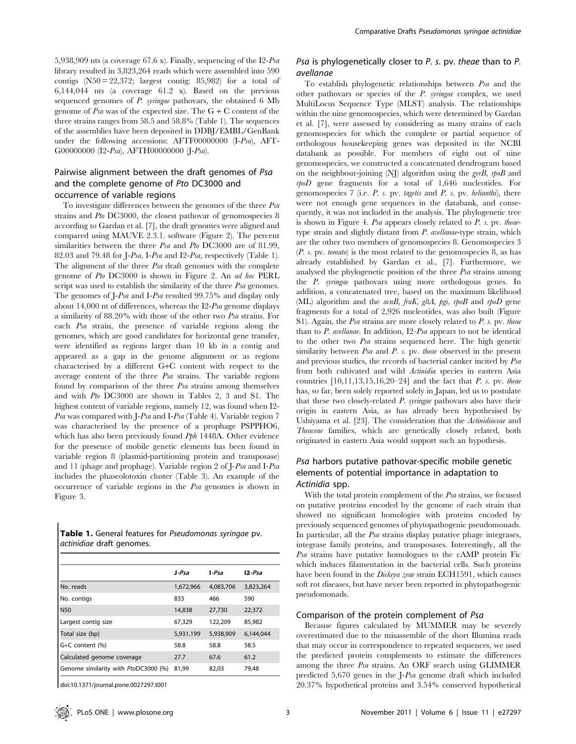5,938,909 nts (a coverage 67.6 x). Finally, sequencing of the I2-*Psa* library resulted in 3,823,264 reads which were assembled into 590 contigs (N50 = 22,372; largest contig: 85,982) for a total of 6,144,044 nts (a coverage 61.2 x). Based on the previous sequenced genomes of *P. syringae* pathovars, the obtained 6 Mb genome of *Psa* was of the expected size. The G + C content of the three strains ranges from 58.5 and 58.8% (Table 1). The sequences of the assemblies have been deposited in DDBJ/EMBL/GenBank under the following accessions: AFTF00000000 (I-*Psa*), AFTG00000000 (I2-*Psa*), AFTH00000000 (J-*Psa*).

## Pairwise alignment between the draft genomes of *Psa* and the complete genome of *Pto* DC3000 and occurrence of variable regions

To investigate differences between the genomes of the three *Psa* strains and *Pto* DC3000, the closest pathovar of genomospecies 8 according to Gardan et al. [7], the draft genomes were aligned and compared using MAUVE 2.3.1. software (Figure 2). The percent similarities between the three *Psa* and *Pto* DC3000 are of 81.99, 82.03 and 79.48 for J-*Psa*, I-*Psa* and I2-*Psa*, respectively (Table 1). The alignment of the three *Psa* draft genomes with the complete genome of *Pto* DC3000 is shown in Figure 2. An *ad hoc* PERL script was used to establish the similarity of the three *Psa* genomes. The genomes of J-*Psa* and I-*Psa* resulted 99.75% and display only about 14,000 nt of differences, whereas the I2-*Psa* genome displays a similarity of 88.20% with those of the other two *Psa* strains. For each *Psa* strain, the presence of variable regions along the genomes, which are good candidates for horizontal gene transfer, were identified as regions larger than 10 kb in a contig and appeared as a gap in the genome alignment or as regions characterised by a different G+C content with respect to the average content of the three *Psa* strains. The variable regions found by comparison of the three *Psa* strains among themselves and with *Pto* DC3000 are shown in Tables 2, 3 and S1. The highest content of variable regions, namely 12, was found when I2-*Psa* was compared with J-*Psa* and I-*Psa* (Table 4). Variable region 7 was characterised by the presence of a prophage PSPPHO6, which has also been previously found *Pph* 1448A. Other evidence for the presence of mobile genetic elements has been found in variable region 8 (plasmid-partitioning protein and transposase) and 11 (phage and prophage). Variable region 2 of J-*Psa* and I-*Psa* includes the phaseolotoxin cluster (Table 3). An example of the occurrence of variable regions in the *Psa* genomes is shown in Figure 3.

**Table 1.** General features for *Pseudomonas syringae* pv. *actinidiae* draft genomes.

| | J-*Psa* | I-*Psa* | I2-*Psa* |
|---|---|---|---|
| No. reads | 1,672,966 | 4,083,706 | 3,823,264 |
| No. contigs | 833 | 466 | 590 |
| N50 | 14,838 | 27,730 | 22,372 |
| Largest contig size | 67,329 | 122,209 | 85,982 |
| Total size (bp) | 5,931,199 | 5,938,909 | 6,144,044 |
| G+C content (%) | 58.8 | 58.8 | 58.5 |
| Calculated genome coverage | 27.7 | 67.6 | 61.2 |
| Genome similarity with *Pto*DC3000 (%) | 81,99 | 82,03 | 79,48 |

doi:10.1371/journal.pone.0027297.t001

## *Psa* is phylogenetically closer to *P. s.* pv. *theae* than to *P. avellanae*

To establish phylogenetic relationships between *Psa* and the other pathovars or species of the *P. syringae* complex, we used MultiLocus Sequence Type (MLST) analysis. The relationships within the nine genomospecies, which were determined by Gardan et al. [7], were assessed by considering as many strains of each genomospecies for which the complete or partial sequence of orthologous housekeeping genes was deposited in the NCBI databank as possible. For members of eight out of nine genomospecies, we constructed a concatenated dendrogram based on the neighbour-joining (NJ) algorithm using the *gyrB*, *rpoB* and *rpoD* gene fragments for a total of 1,646 nucleotides. For genomospecies 7 (i.e. *P. s.* pv. *tagetis* and *P. s.* pv. *helianthi*), there were not enough gene sequences in the databank, and consequently, it was not included in the analysis. The phylogenetic tree is shown in Figure 4. *Psa* appears closely related to *P. s.* pv. *theae*-type strain and slightly distant from *P. avellanae*-type strain, which are the other two members of genomospecies 8. Genomospecies 3 (*P. s.* pv. *tomato*) is the most related to the genomospecies 8, as has already established by Gardan et al., [7]. Furthermore, we analysed the phylogenetic position of the three *Psa* strains among the *P. syringae* pathovars using more orthologous genes. In addition, a concatenated tree, based on the maximum likelihood (ML) algorithm and the *acnB*, *fruK*, *gltA*, *pgi*, *rpoB* and *rpoD* gene fragments for a total of 2,926 nucleotides, was also built (Figure S1). Again, the *Psa* strains are more closely related to *P. s.* pv. *theae* than to *P. avellanae*. In addition, I2-*Psa* appears to not be identical to the other two *Psa* strains sequenced here. The high genetic similarity between *Psa* and *P. s.* pv. *theae* observed in the present and previous studies, the records of bacterial canker incited by *Psa* from both cultivated and wild *Actinidia* species in eastern Asia countries [10,11,13,15,16,20–24] and the fact that *P. s.* pv. *theae* has, so far, been solely reported solely in Japan, led us to postulate that these two closely-related *P. syringae* pathovars also have their origin in eastern Asia, as has already been hypothesised by Ushiyama et al. [23]. The consideration that the *Actinidiaceae* and *Theaceae* families, which are genetically closely related, both originated in eastern Asia would support such an hypothesis.

## *Psa* harbors putative pathovar-specific mobile genetic elements of potential importance in adaptation to *Actinidia* spp.

With the total protein complement of the *Psa* strains, we focused on putative proteins encoded by the genome of each strain that showed no significant homologies with proteins encoded by previously sequenced genomes of phytopathogenic pseudomonads. In particular, all the *Psa* strains display putative phage integrases, integrase family proteins, and transposases. Interestingly, all the *Psa* strains have putative homologues to the cAMP protein Fic which induces filamentation in the bacterial cells. Such proteins have been found in the *Dickeya zeae* strain ECH1591, which causes soft rot diseases, but have never been reported in phytopathogenic pseudomonads.

## Comparison of the protein complement of *Psa*

Because figures calculated by MUMMER may be severely overestimated due to the misassemble of the short Illumina reads that may occur in correspondence to repeated sequences, we used the predicted protein complements to estimate the differences among the three *Psa* strains. An ORF search using GLIMMER predicted 5,670 genes in the J-*Psa* genome draft which included 20.37% hypothetical proteins and 3.54% conserved hypothetical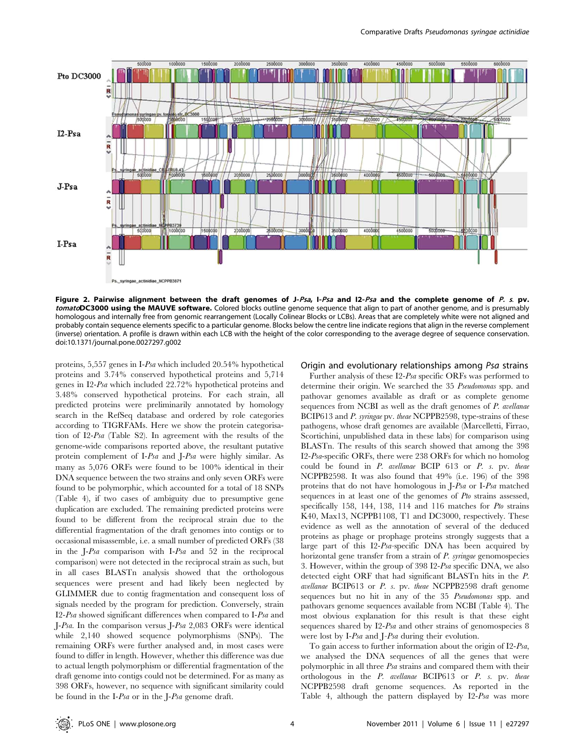**Figure 2. Pairwise alignment between the draft genomes of J-*Psa*, I-*Psa* and I2-*Psa* and the complete genome of *P. s.* pv. *tomato*DC3000 using the MAUVE software.** Colored blocks outline genome sequence that align to part of another genome, and is presumably homologous and internally free from genomic rearrangement (Locally Colinear Blocks or LCBs). Areas that are completely white were not aligned and probably contain sequence elements specific to a particular genome. Blocks below the centre line indicate regions that align in the reverse complement (inverse) orientation. A profile is drawn within each LCB with the height of the color corresponding to the average degree of sequence conservation. doi:10.1371/journal.pone.0027297.g002

proteins, 5,557 genes in I-*Psa* which included 20.54% hypothetical proteins and 3.74% conserved hypothetical proteins and 5,714 genes in I2-*Psa* which included 22.72% hypothetical proteins and 3.48% conserved hypothetical proteins. For each strain, all predicted proteins were preliminarily annotated by homology search in the RefSeq database and ordered by role categories according to TIGRFAMs. Here we show the protein categorisation of I2-*Psa* (Table S2). In agreement with the results of the genome-wide comparisons reported above, the resultant putative protein complement of I-*Psa* and J-*Psa* were highly similar. As many as 5,076 ORFs were found to be 100% identical in their DNA sequence between the two strains and only seven ORFs were found to be polymorphic, which accounted for a total of 18 SNPs (Table 4), if two cases of ambiguity due to presumptive gene duplication are excluded. The remaining predicted proteins were found to be different from the reciprocal strain due to the differential fragmentation of the draft genomes into contigs or to occasional misassemble, i.e. a small number of predicted ORFs (38 in the J-*Psa* comparison with I-*Psa* and 52 in the reciprocal comparison) were not detected in the reciprocal strain as such, but in all cases BLASTn analysis showed that the orthologous sequences were present and had likely been neglected by GLIMMER due to contig fragmentation and consequent loss of signals needed by the program for prediction. Conversely, strain I2-*Psa* showed significant differences when compared to I-*Psa* and J-*Psa*. In the comparison versus J-*Psa* 2,083 ORFs were identical while 2,140 showed sequence polymorphisms (SNPs). The remaining ORFs were further analysed and, in most cases were found to differ in length. However, whether this difference was due to actual length polymorphism or differential fragmentation of the draft genome into contigs could not be determined. For as many as 398 ORFs, however, no sequence with significant similarity could be found in the I-*Psa* or in the J-*Psa* genome draft.

## Origin and evolutionary relationships among *Psa* strains

Further analysis of these I2-*Psa* specific ORFs was performed to determine their origin. We searched the 35 *Pseudomonas* spp. and pathovar genomes available as draft or as complete genome sequences from NCBI as well as the draft genomes of *P. avellanae* BCIP613 and *P. syringae* pv. *theae* NCPPB2598, type-strains of these pathogens, whose draft genomes are available (Marcelletti, Firrao, Scortichini, unpublished data in these labs) for comparison using BLASTn. The results of this search showed that among the 398 I2-*Psa*-specific ORFs, there were 238 ORFs for which no homolog could be found in *P. avellanae* BCIP 613 or *P. s.* pv. *theae* NCPPB2598. It was also found that 49% (i.e. 196) of the 398 proteins that do not have homologous in J-*Psa* or I-*Psa* matched sequences in at least one of the genomes of *Pto* strains assessed, specifically 158, 144, 138, 114 and 116 matches for *Pto* strains K40, Max13, NCPPB1108, T1 and DC3000, respectively. These evidence as well as the annotation of several of the deduced proteins as phage or prophage proteins strongly suggests that a large part of this I2-*Psa*-specific DNA has been acquired by horizontal gene transfer from a strain of *P. syringae* genomospecies 3. However, within the group of 398 I2-*Psa* specific DNA, we also detected eight ORF that had significant BLASTn hits in the *P. avellanae* BCIP613 or *P. s.* pv. *theae* NCPPB2598 draft genome sequences but no hit in any of the 35 *Pseudomonas* spp. and pathovars genome sequences available from NCBI (Table 4). The most obvious explanation for this result is that these eight sequences shared by I2-*Psa* and other strains of genomospecies 8 were lost by I-*Psa* and J-*Psa* during their evolution.

To gain access to further information about the origin of I2-*Psa*, we analysed the DNA sequences of all the genes that were polymorphic in all three *Psa* strains and compared them with their orthologous in the *P. avellanae* BCIP613 or *P. s.* pv. *theae* NCPPB2598 draft genome sequences. As reported in the Table 4, although the pattern displayed by I2-*Psa* was more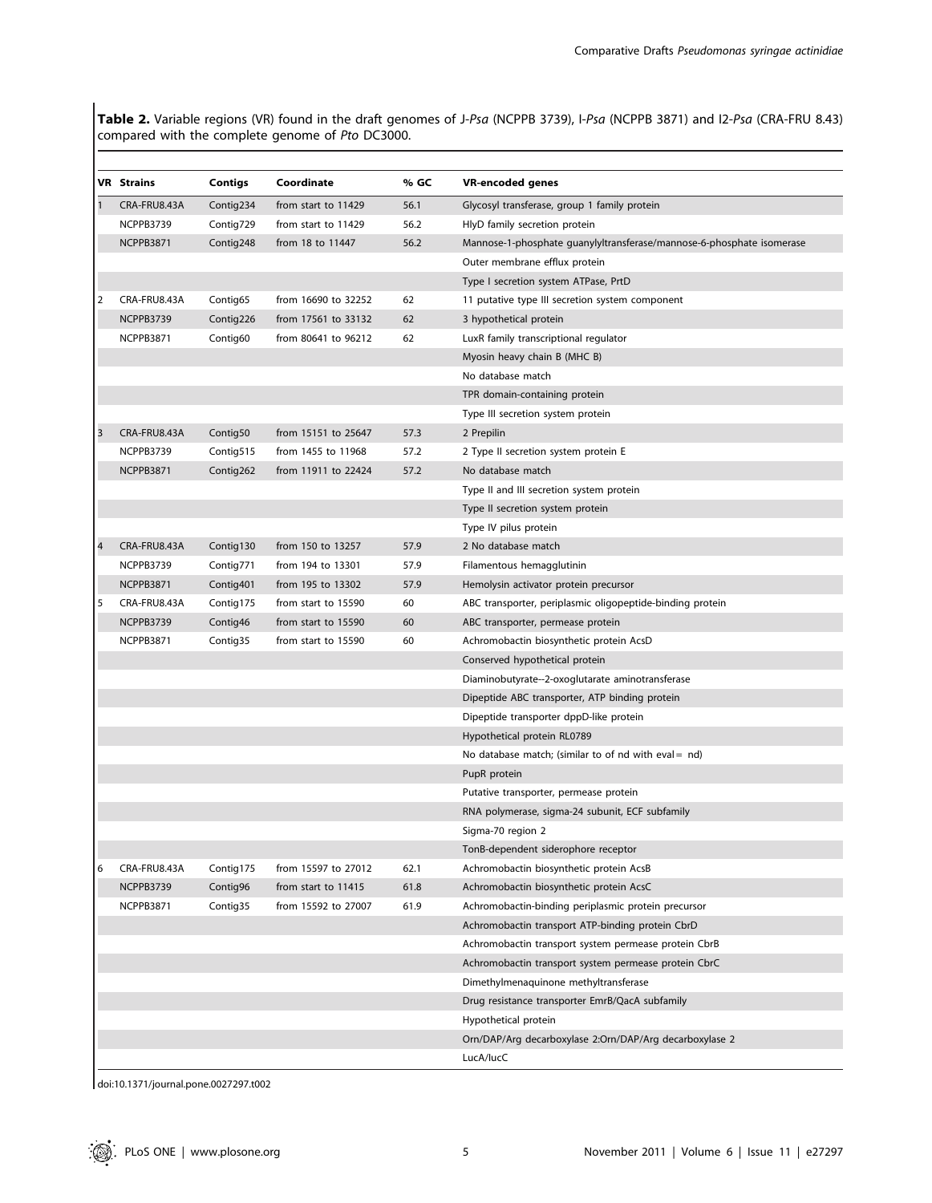**Table 2.** Variable regions (VR) found in the draft genomes of *J-Psa* (NCPPB 3739), *I-Psa* (NCPPB 3871) and *I2-Psa* (CRA-FRU 8.43) compared with the complete genome of *Pto* DC3000.

| VR | Strains | Contigs | Coordinate | % GC | VR-encoded genes |
|---|---|---|---|---|---|
| 1 | CRA-FRU8.43A | Contig234 | from start to 11429 | 56.1 | Glycosyl transferase, group 1 family protein |
| | NCPPB3739 | Contig729 | from start to 11429 | 56.2 | HlyD family secretion protein |
| | NCPPB3871 | Contig248 | from 18 to 11447 | 56.2 | Mannose-1-phosphate guanylyltransferase/mannose-6-phosphate isomerase |
| | | | | | Outer membrane efflux protein |
| | | | | | Type I secretion system ATPase, PrtD |
| 2 | CRA-FRU8.43A | Contig65 | from 16690 to 32252 | 62 | 11 putative type III secretion system component |
| | NCPPB3739 | Contig226 | from 17561 to 33132 | 62 | 3 hypothetical protein |
| | NCPPB3871 | Contig60 | from 80641 to 96212 | 62 | LuxR family transcriptional regulator |
| | | | | | Myosin heavy chain B (MHC B) |
| | | | | | No database match |
| | | | | | TPR domain-containing protein |
| | | | | | Type III secretion system protein |
| 3 | CRA-FRU8.43A | Contig50 | from 15151 to 25647 | 57.3 | 2 Prepilin |
| | NCPPB3739 | Contig515 | from 1455 to 11968 | 57.2 | 2 Type II secretion system protein E |
| | NCPPB3871 | Contig262 | from 11911 to 22424 | 57.2 | No database match |
| | | | | | Type II and III secretion system protein |
| | | | | | Type II secretion system protein |
| | | | | | Type IV pilus protein |
| 4 | CRA-FRU8.43A | Contig130 | from 150 to 13257 | 57.9 | 2 No database match |
| | NCPPB3739 | Contig771 | from 194 to 13301 | 57.9 | Filamentous hemagglutinin |
| | NCPPB3871 | Contig401 | from 195 to 13302 | 57.9 | Hemolysin activator protein precursor |
| 5 | CRA-FRU8.43A | Contig175 | from start to 15590 | 60 | ABC transporter, periplasmic oligopeptide-binding protein |
| | NCPPB3739 | Contig46 | from start to 15590 | 60 | ABC transporter, permease protein |
| | NCPPB3871 | Contig35 | from start to 15590 | 60 | Achromobactin biosynthetic protein AcsD |
| | | | | | Conserved hypothetical protein |
| | | | | | Diaminobutyrate--2-oxoglutarate aminotransferase |
| | | | | | Dipeptide ABC transporter, ATP binding protein |
| | | | | | Dipeptide transporter dppD-like protein |
| | | | | | Hypothetical protein RL0789 |
| | | | | | No database match; (similar to of nd with eval = nd) |
| | | | | | PupR protein |
| | | | | | Putative transporter, permease protein |
| | | | | | RNA polymerase, sigma-24 subunit, ECF subfamily |
| | | | | | Sigma-70 region 2 |
| | | | | | TonB-dependent siderophore receptor |
| 6 | CRA-FRU8.43A | Contig175 | from 15597 to 27012 | 62.1 | Achromobactin biosynthetic protein AcsB |
| | NCPPB3739 | Contig96 | from start to 11415 | 61.8 | Achromobactin biosynthetic protein AcsC |
| | NCPPB3871 | Contig35 | from 15592 to 27007 | 61.9 | Achromobactin-binding periplasmic protein precursor |
| | | | | | Achromobactin transport ATP-binding protein CbrD |
| | | | | | Achromobactin transport system permease protein CbrB |
| | | | | | Achromobactin transport system permease protein CbrC |
| | | | | | Dimethylmenaquinone methyltransferase |
| | | | | | Drug resistance transporter EmrB/QacA subfamily |
| | | | | | Hypothetical protein |
| | | | | | Orn/DAP/Arg decarboxylase 2:Orn/DAP/Arg decarboxylase 2 |
| | | | | | LucA/lucC |

doi:10.1371/journal.pone.0027297.t002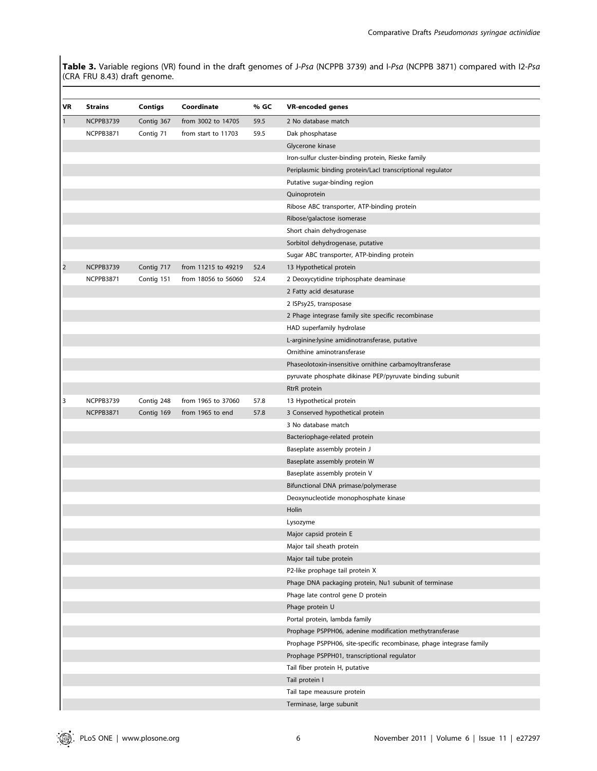**Table 3.** Variable regions (VR) found in the draft genomes of *J-Psa* (NCPPB 3739) and *I-Psa* (NCPPB 3871) compared with *I2-Psa* (CRA FRU 8.43) draft genome.

| VR | Strains | Contigs | Coordinate | % GC | VR-encoded genes |
|---|---|---|---|---|---|
| 1 | NCPPB3739 | Contig 367 | from 3002 to 14705 | 59.5 | 2 No database match |
| | NCPPB3871 | Contig 71 | from start to 11703 | 59.5 | Dak phosphatase |
| | | | | | Glycerone kinase |
| | | | | | Iron-sulfur cluster-binding protein, Rieske family |
| | | | | | Periplasmic binding protein/LacI transcriptional regulator |
| | | | | | Putative sugar-binding region |
| | | | | | Quinoprotein |
| | | | | | Ribose ABC transporter, ATP-binding protein |
| | | | | | Ribose/galactose isomerase |
| | | | | | Short chain dehydrogenase |
| | | | | | Sorbitol dehydrogenase, putative |
| | | | | | Sugar ABC transporter, ATP-binding protein |
| 2 | NCPPB3739 | Contig 717 | from 11215 to 49219 | 52.4 | 13 Hypothetical protein |
| | NCPPB3871 | Contig 151 | from 18056 to 56060 | 52.4 | 2 Deoxycytidine triphosphate deaminase |
| | | | | | 2 Fatty acid desaturase |
| | | | | | 2 ISPsy25, transposase |
| | | | | | 2 Phage integrase family site specific recombinase |
| | | | | | HAD superfamily hydrolase |
| | | | | | L-arginine:lysine amidinotransferase, putative |
| | | | | | Ornithine aminotransferase |
| | | | | | Phaseolotoxin-insensitive ornithine carbamoyltransferase |
| | | | | | pyruvate phosphate dikinase PEP/pyruvate binding subunit |
| | | | | | RtrR protein |
| 3 | NCPPB3739 | Contig 248 | from 1965 to 37060 | 57.8 | 13 Hypothetical protein |
| | NCPPB3871 | Contig 169 | from 1965 to end | 57.8 | 3 Conserved hypothetical protein |
| | | | | | 3 No database match |
| | | | | | Bacteriophage-related protein |
| | | | | | Baseplate assembly protein J |
| | | | | | Baseplate assembly protein W |
| | | | | | Baseplate assembly protein V |
| | | | | | Bifunctional DNA primase/polymerase |
| | | | | | Deoxynucleotide monophosphate kinase |
| | | | | | Holin |
| | | | | | Lysozyme |
| | | | | | Major capsid protein E |
| | | | | | Major tail sheath protein |
| | | | | | Major tail tube protein |
| | | | | | P2-like prophage tail protein X |
| | | | | | Phage DNA packaging protein, Nu1 subunit of terminase |
| | | | | | Phage late control gene D protein |
| | | | | | Phage protein U |
| | | | | | Portal protein, lambda family |
| | | | | | Prophage PSPPH06, adenine modification methytransferase |
| | | | | | Prophage PSPPH06, site-specific recombinase, phage integrase family |
| | | | | | Prophage PSPPH01, transcriptional regulator |
| | | | | | Tail fiber protein H, putative |
| | | | | | Tail protein I |
| | | | | | Tail tape meausure protein |
| | | | | | Terminase, large subunit |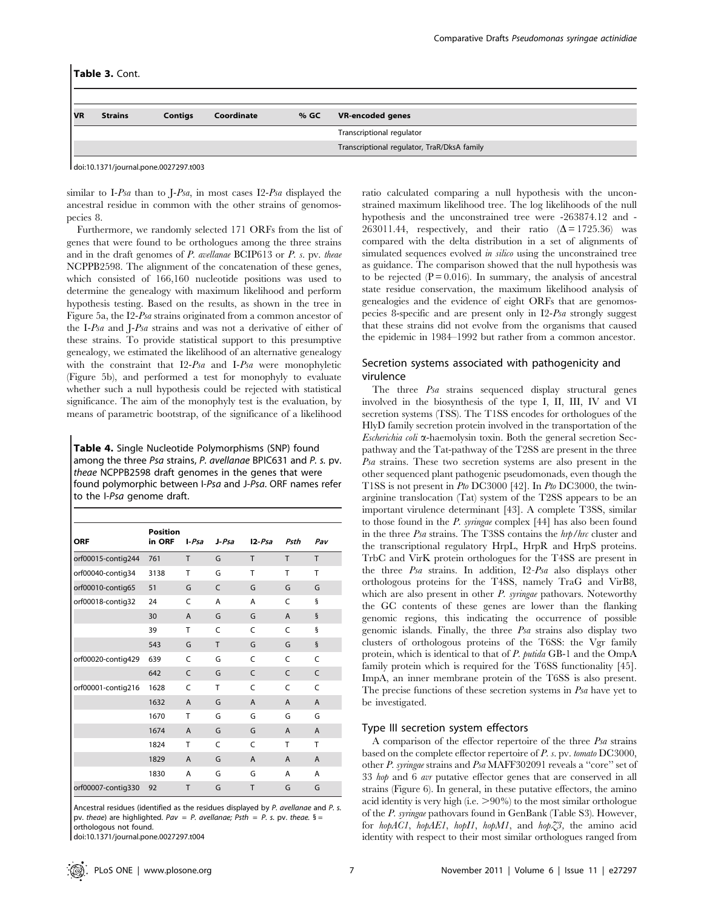**Table 3.** Cont.

| VR | Strains | Contigs | Coordinate | % GC | VR-encoded genes |
|---|---|---|---|---|---|
| | | | | | Transcriptional regulator |
| | | | | | Transcriptional regulator, TraR/DksA family |

doi:10.1371/journal.pone.0027297.t003

similar to I-*Psa* than to J-*Psa*, in most cases I2-*Psa* displayed the ancestral residue in common with the other strains of genomospecies 8.

Furthermore, we randomly selected 171 ORFs from the list of genes that were found to be orthologues among the three strains and in the draft genomes of *P. avellanae* BCIP613 or *P. s.* pv. *theae* NCPPB2598. The alignment of the concatenation of these genes, which consisted of 166,160 nucleotide positions was used to determine the genealogy with maximum likelihood and perform hypothesis testing. Based on the results, as shown in the tree in Figure 5a, the I2-*Psa* strains originated from a common ancestor of the I-*Psa* and J-*Psa* strains and was not a derivative of either of these strains. To provide statistical support to this presumptive genealogy, we estimated the likelihood of an alternative genealogy with the constraint that I2-*Psa* and I-*Psa* were monophyletic (Figure 5b), and performed a test for monophyly to evaluate whether such a null hypothesis could be rejected with statistical significance. The aim of the monophyly test is the evaluation, by means of parametric bootstrap, of the significance of a likelihood ratio calculated comparing a null hypothesis with the unconstrained maximum likelihood tree. The log likelihoods of the null hypothesis and the unconstrained tree were -263874.12 and -263011.44, respectively, and their ratio ($\Delta = 1725.36$) was compared with the delta distribution in a set of alignments of simulated sequences evolved *in silico* using the unconstrained tree as guidance. The comparison showed that the null hypothesis was to be rejected ($P = 0.016$). In summary, the analysis of ancestral state residue conservation, the maximum likelihood analysis of genealogies and the evidence of eight ORFs that are genomospecies 8-specific and are present only in I2-*Psa* strongly suggest that these strains did not evolve from the organisms that caused the epidemic in 1984–1992 but rather from a common ancestor.

**Table 4.** Single Nucleotide Polymorphisms (SNP) found among the three *Psa* strains, *P. avellanae* BPIC631 and *P. s.* pv. *theae* NCPPB2598 draft genomes in the genes that were found polymorphic between I-*Psa* and J-*Psa*. ORF names refer to the I-*Psa* genome draft.

| ORF | Position in ORF | I-*Psa* | J-*Psa* | I2-*Psa* | *Psth* | *Pav* |
|---|---|---|---|---|---|---|
| orf00015-contig244 | 761 | T | G | T | T | T |
| orf00040-contig34 | 3138 | T | G | T | T | T |
| orf00010-contig65 | 51 | G | C | G | G | G |
| orf00018-contig32 | 24 | C | A | A | C | § |
| | 30 | A | G | G | A | § |
| | 39 | T | C | C | C | § |
| | 543 | G | T | G | G | § |
| orf00020-contig429 | 639 | C | G | C | C | C |
| | 642 | C | G | C | C | C |
| orf00001-contig216 | 1628 | C | T | C | C | C |
| | 1632 | A | G | A | A | A |
| | 1670 | T | G | G | G | G |
| | 1674 | A | G | G | A | A |
| | 1824 | T | C | C | T | T |
| | 1829 | A | G | A | A | A |
| | 1830 | A | G | G | A | A |
| orf00007-contig330 | 92 | T | G | T | G | G |

Ancestral residues (identified as the residues displayed by *P. avellanae* and *P. s.* pv. *theae*) are highlighted. *Pav* = *P. avellanae*; *Psth* = *P. s.* pv. *theae*. § = orthologous not found.
doi:10.1371/journal.pone.0027297.t004

## Secretion systems associated with pathogenicity and virulence

The three *Psa* strains sequenced display structural genes involved in the biosynthesis of the type I, II, III, IV and VI secretion systems (TSS). The T1SS encodes for orthologues of the HlyD family secretion protein involved in the transportation of the *Escherichia coli* α-haemolysin toxin. Both the general secretion Sec-pathway and the Tat-pathway of the T2SS are present in the three *Psa* strains. These two secretion systems are also present in the other sequenced plant pathogenic pseudomonads, even though the T1SS is not present in *Pto* DC3000 [42]. In *Pto* DC3000, the twin-arginine translocation (Tat) system of the T2SS appears to be an important virulence determinant [43]. A complete T3SS, similar to those found in the *P. syringae* complex [44] has also been found in the three *Psa* strains. The T3SS contains the *hrp/hrc* cluster and the transcriptional regulatory HrpL, HrpR and HrpS proteins. TrbC and VirK protein orthologues for the T4SS are present in the three *Psa* strains. In addition, I2-*Psa* also displays other orthologous proteins for the T4SS, namely TraG and VirB8, which are also present in other *P. syringae* pathovars. Noteworthy the GC contents of these genes are lower than the flanking genomic regions, this indicating the occurrence of possible genomic islands. Finally, the three *Psa* strains also display two clusters of orthologous proteins of the T6SS: the Vgr family protein, which is identical to that of *P. putida* GB-1 and the OmpA family protein which is required for the T6SS functionality [45]. ImpA, an inner membrane protein of the T6SS is also present. The precise functions of these secretion systems in *Psa* have yet to be investigated.

## Type III secretion system effectors

A comparison of the effector repertoire of the three *Psa* strains based on the complete effector repertoire of *P. s.* pv. *tomato* DC3000, other *P. syringae* strains and *Psa* MAFF302091 reveals a "core" set of 33 *hop* and 6 *avr* putative effector genes that are conserved in all strains (Figure 6). In general, in these putative effectors, the amino acid identity is very high (i.e. >90%) to the most similar orthologue of the *P. syringae* pathovars found in GenBank (Table S3). However, for *hopAC1*, *hopAE1*, *hopI1*, *hopM1*, and *hopZ3*, the amino acid identity with respect to their most similar orthologues ranged from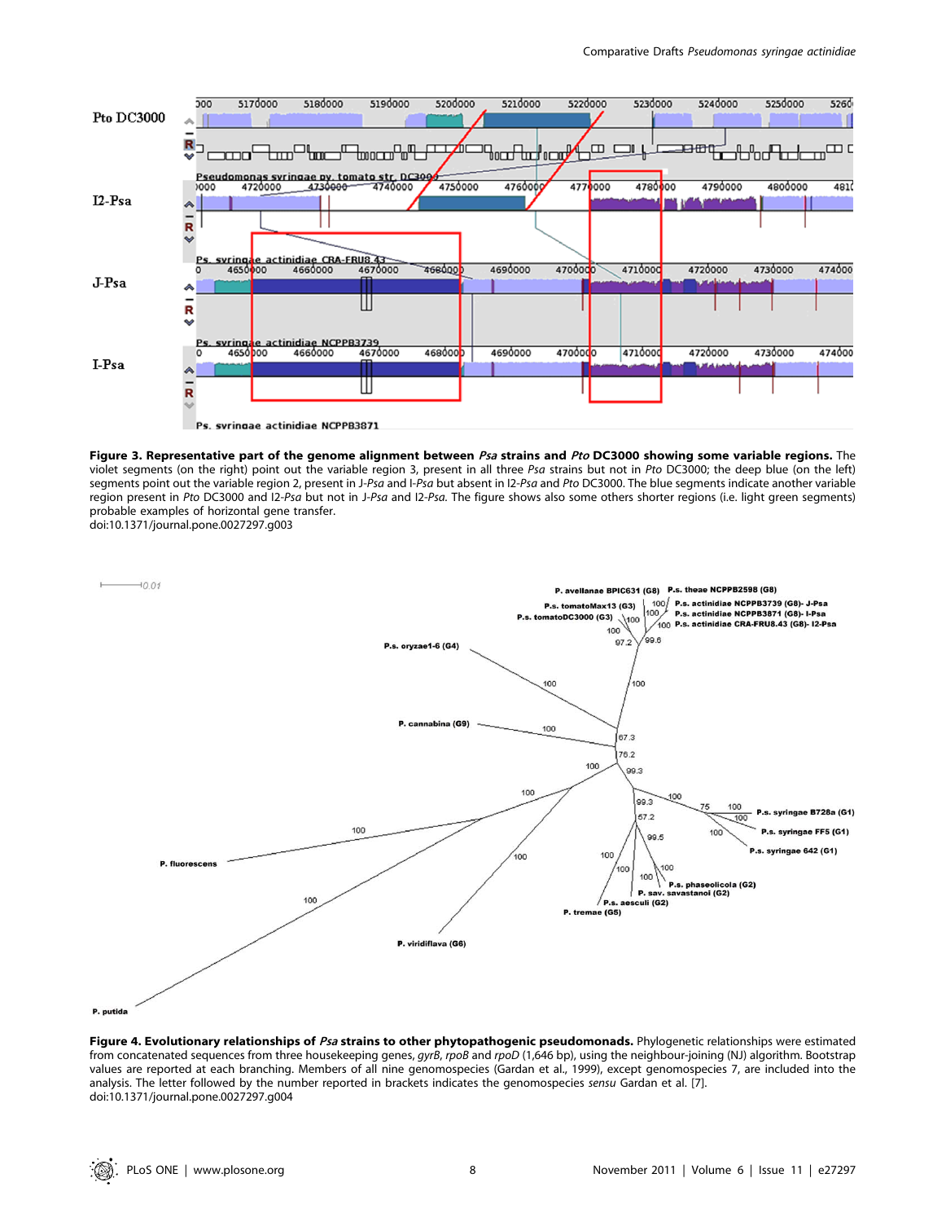**Figure 3. Representative part of the genome alignment between *Psa* strains and *Pto* DC3000 showing some variable regions.** The violet segments (on the right) point out the variable region 3, present in all three *Psa* strains but not in *Pto* DC3000; the deep blue (on the left) segments point out the variable region 2, present in *J-Psa* and *I-Psa* but absent in *I2-Psa* and *Pto* DC3000. The blue segments indicate another variable region present in *Pto* DC3000 and *I2-Psa* but not in *J-Psa* and *I2-Psa*. The figure shows also some others shorter regions (i.e. light green segments) probable examples of horizontal gene transfer.
doi:10.1371/journal.pone.0027297.g003

**Figure 4. Evolutionary relationships of *Psa* strains to other phytopathogenic pseudomonads.** Phylogenetic relationships were estimated from concatenated sequences from three housekeeping genes, *gyrB*, *rpoB* and *rpoD* (1,646 bp), using the neighbour-joining (NJ) algorithm. Bootstrap values are reported at each branching. Members of all nine genomospecies (Gardan et al., 1999), except genomospecies 7, are included into the analysis. The letter followed by the number reported in brackets indicates the genomospecies *sensu* Gardan et al. [7].
doi:10.1371/journal.pone.0027297.g004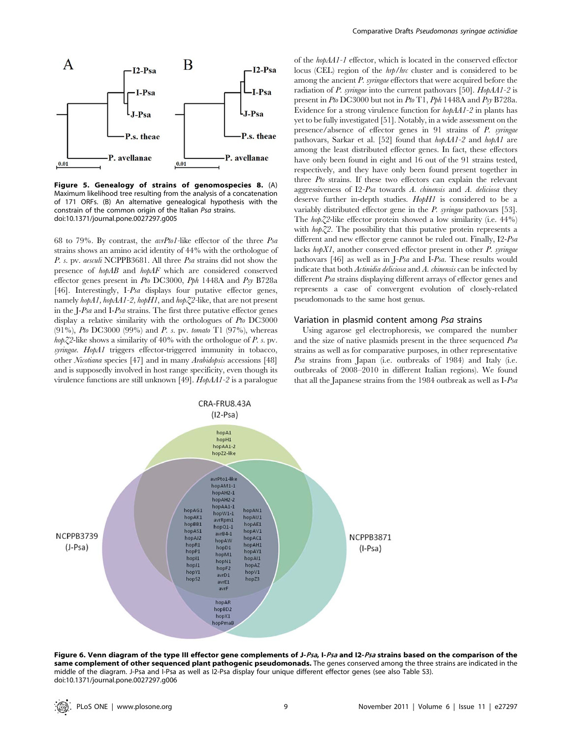Figure 5. Genealogy of strains of genomospecies 8. (A) Maximum likelihood tree resulting from the analysis of a concatenation of 171 ORFs. (B) An alternative genealogical hypothesis with the constrain of the common origin of the Italian *Psa* strains.
doi:10.1371/journal.pone.0027297.g005

68 to 79%. By contrast, the *avrPto1*-like effector of the three *Psa* strains shows an amino acid identity of 44% with the orthologue of *P. s.* pv. *aesculi* NCPPB3681. All three *Psa* strains did not show the presence of *hopAB* and *hopAF* which are considered conserved effector genes present in *Pto* DC3000, *Pph* 1448A and *Psy* B728a [46]. Interestingly, I-*Psa* displays four putative effector genes, namely *hopA1*, *hopAA1-2*, *hopH1*, and *hopZ2*-like, that are not present in the J-*Psa* and I-*Psa* strains. The first three putative effector genes display a relative similarity with the orthologues of *Pto* DC3000 (91%), *Pto* DC3000 (99%) and *P. s.* pv. *tomato* T1 (97%), whereas *hopZ2*-like shows a similarity of 40% with the orthologue of *P. s.* pv. *syringae*. *HopA1* triggers effector-triggered immunity in tobacco, other *Nicotiana* species [47] and in many *Arabidopsis* accessions [48] and is supposedly involved in host range specificity, even though its virulence functions are still unknown [49]. *HopAA1-2* is a paralogue of the *hopAA1-1* effector, which is located in the conserved effector locus (CEL) region of the *hrp*/*hrc* cluster and is considered to be among the ancient *P. syringae* effectors that were acquired before the radiation of *P. syringae* into the current pathovars [50]. *HopAA1-2* is present in *Pto* DC3000 but not in *Pto* T1, *Pph* 1448A and *Psy* B728a. Evidence for a strong virulence function for *hopAA1-2* in plants has yet to be fully investigated [51]. Notably, in a wide assessment on the presence/absence of effector genes in 91 strains of *P. syringae* pathovars, Sarkar et al. [52] found that *hopAA1-2* and *hopA1* are among the least distributed effector genes. In fact, these effectors have only been found in eight and 16 out of the 91 strains tested, respectively, and they have only been found present together in three *Pto* strains. If these two effectors can explain the relevant aggressiveness of I2-*Psa* towards *A. chinensis* and *A. deliciosa* they deserve further in-depth studies. *HopH1* is considered to be a variably distributed effector gene in the *P. syringae* pathovars [53]. The *hopZ2*-like effector protein showed a low similarity (i.e. 44%) with *hopZ2*. The possibility that this putative protein represents a different and new effector gene cannot be ruled out. Finally, I2-*Psa* lacks *hopX1*, another conserved effector present in other *P. syringae* pathovars [46] as well as in J-*Psa* and I-*Psa*. These results would indicate that both *Actinidia deliciosa* and *A. chinensis* can be infected by different *Psa* strains displaying different arrays of effector genes and represents a case of convergent evolution of closely-related pseudomonads to the same host genus.

## Variation in plasmid content among *Psa* strains

Using agarose gel electrophoresis, we compared the number and the size of native plasmids present in the three sequenced *Psa* strains as well as for comparative purposes, in other representative *Psa* strains from Japan (i.e. outbreaks of 1984) and Italy (i.e. outbreaks of 2008–2010 in different Italian regions). We found that all the Japanese strains from the 1984 outbreak as well as I-*Psa*

Figure 6. Venn diagram of the type III effector gene complements of J-*Psa*, I-*Psa* and I2-*Psa* strains based on the comparison of the same complement of other sequenced plant pathogenic pseudomonads. The genes conserved among the three strains are indicated in the middle of the diagram. J-Psa and I-Psa as well as I2-Psa display four unique different effector genes (see also Table S3).
doi:10.1371/journal.pone.0027297.g006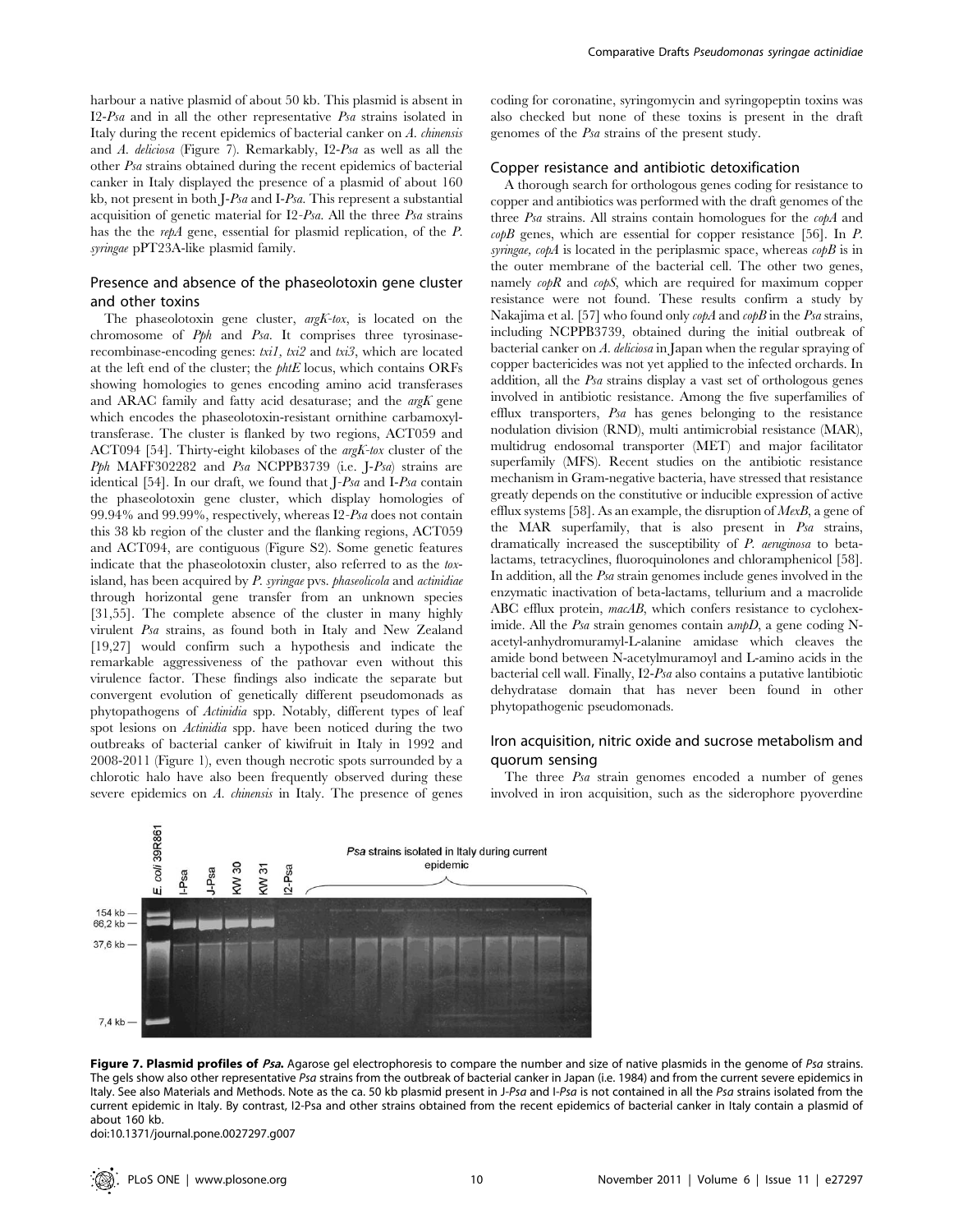harbour a native plasmid of about 50 kb. This plasmid is absent in I2-*Psa* and in all the other representative *Psa* strains isolated in Italy during the recent epidemics of bacterial canker on *A. chinensis* and *A. deliciosa* (Figure 7). Remarkably, I2-*Psa* as well as all the other *Psa* strains obtained during the recent epidemics of bacterial canker in Italy displayed the presence of a plasmid of about 160 kb, not present in both J-*Psa* and I-*Psa*. This represent a substantial acquisition of genetic material for I2-*Psa*. All the three *Psa* strains has the the *repA* gene, essential for plasmid replication, of the *P. syringae* pPT23A-like plasmid family.

## Presence and absence of the phaseolotoxin gene cluster and other toxins

The phaseolotoxin gene cluster, *argK-tox*, is located on the chromosome of *Pph* and *Psa*. It comprises three tyrosinase-recombinase-encoding genes: *txi1*, *txi2* and *txi3*, which are located at the left end of the cluster; the *phtE* locus, which contains ORFs showing homologies to genes encoding amino acid transferases and ARAC family and fatty acid desaturase; and the *argK* gene which encodes the phaseolotoxin-resistant ornithine carbamoyl-transferase. The cluster is flanked by two regions, ACT059 and ACT094 [54]. Thirty-eight kilobases of the *argK-tox* cluster of the *Pph* MAFF302282 and *Psa* NCPPB3739 (i.e. J-*Psa*) strains are identical [54]. In our draft, we found that J-*Psa* and I-*Psa* contain the phaseolotoxin gene cluster, which display homologies of 99.94% and 99.99%, respectively, whereas I2-*Psa* does not contain this 38 kb region of the cluster and the flanking regions, ACT059 and ACT094, are contiguous (Figure S2). Some genetic features indicate that the phaseolotoxin cluster, also referred to as the *tox*-island, has been acquired by *P. syringae* pvs. *phaseolicola* and *actinidiae* through horizontal gene transfer from an unknown species [31,55]. The complete absence of the cluster in many highly virulent *Psa* strains, as found both in Italy and New Zealand [19,27] would confirm such a hypothesis and indicate the remarkable aggressiveness of the pathovar even without this virulence factor. These findings also indicate the separate but convergent evolution of genetically different pseudomonads as phytopathogens of *Actinidia* spp. Notably, different types of leaf spot lesions on *Actinidia* spp. have been noticed during the two outbreaks of bacterial canker of kiwifruit in Italy in 1992 and 2008-2011 (Figure 1), even though necrotic spots surrounded by a chlorotic halo have also been frequently observed during these severe epidemics on *A. chinensis* in Italy. The presence of genes coding for coronatine, syringomycin and syringopeptin toxins was also checked but none of these toxins is present in the draft genomes of the *Psa* strains of the present study.

## Copper resistance and antibiotic detoxification

A thorough search for orthologous genes coding for resistance to copper and antibiotics was performed with the draft genomes of the three *Psa* strains. All strains contain homologues for the *copA* and *copB* genes, which are essential for copper resistance [56]. In *P. syringae*, *copA* is located in the periplasmic space, whereas *copB* is in the outer membrane of the bacterial cell. The other two genes, namely *copR* and *copS*, which are required for maximum copper resistance were not found. These results confirm a study by Nakajima et al. [57] who found only *copA* and *copB* in the *Psa* strains, including NCPPB3739, obtained during the initial outbreak of bacterial canker on *A. deliciosa* in Japan when the regular spraying of copper bactericides was not yet applied to the infected orchards. In addition, all the *Psa* strains display a vast set of orthologous genes involved in antibiotic resistance. Among the five superfamilies of efflux transporters, *Psa* has genes belonging to the resistance nodulation division (RND), multi antimicrobial resistance (MAR), multidrug endosomal transporter (MET) and major facilitator superfamily (MFS). Recent studies on the antibiotic resistance mechanism in Gram-negative bacteria, have stressed that resistance greatly depends on the constitutive or inducible expression of active efflux systems [58]. As an example, the disruption of *MexB*, a gene of the MAR superfamily, that is also present in *Psa* strains, dramatically increased the susceptibility of *P. aeruginosa* to beta-lactams, tetracyclines, fluoroquinolones and chloramphenicol [58]. In addition, all the *Psa* strain genomes include genes involved in the enzymatic inactivation of beta-lactams, tellurium and a macrolide ABC efflux protein, *macAB*, which confers resistance to cycloheximide. All the *Psa* strain genomes contain a*mpD*, a gene coding N-acetyl-anhydromuramyl-L-alanine amidase which cleaves the amide bond between N-acetylmuramoyl and L-amino acids in the bacterial cell wall. Finally, I2-*Psa* also contains a putative lantibiotic dehydratase domain that has never been found in other phytopathogenic pseudomonads.

## Iron acquisition, nitric oxide and sucrose metabolism and quorum sensing

The three *Psa* strain genomes encoded a number of genes involved in iron acquisition, such as the siderophore pyoverdine

**Figure 7. Plasmid profiles of *Psa*.** Agarose gel electrophoresis to compare the number and size of native plasmids in the genome of *Psa* strains. The gels show also other representative *Psa* strains from the outbreak of bacterial canker in Japan (i.e. 1984) and from the current severe epidemics in Italy. See also Materials and Methods. Note as the ca. 50 kb plasmid present in J-*Psa* and I-*Psa* is not contained in all the *Psa* strains isolated from the current epidemic in Italy. By contrast, I2-Psa and other strains obtained from the recent epidemics of bacterial canker in Italy contain a plasmid of about 160 kb.
doi:10.1371/journal.pone.0027297.g007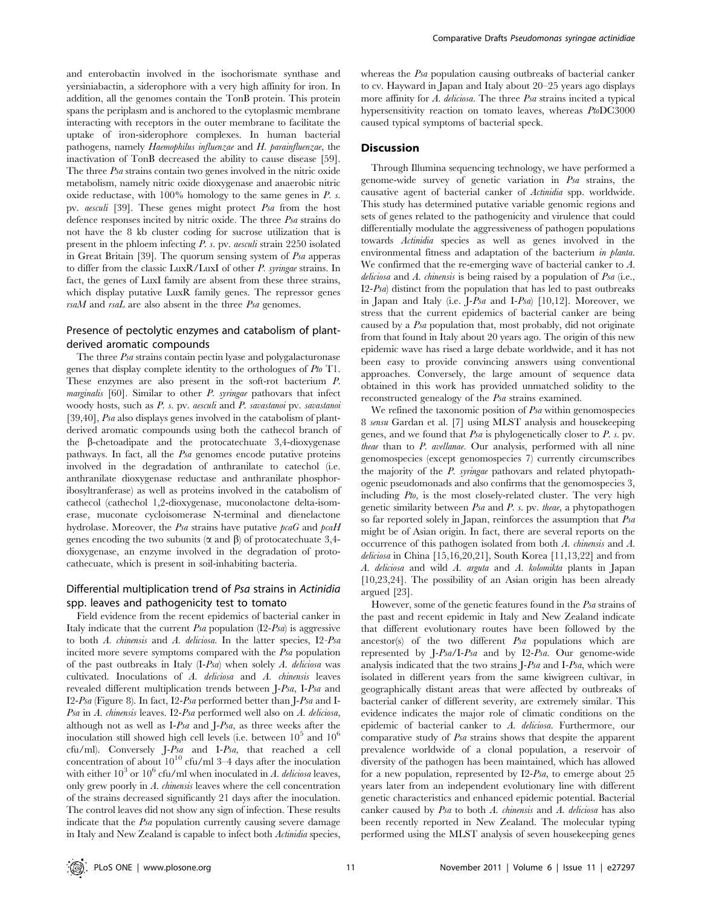and enterobactin involved in the isochorismate synthase and yersiniabactin, a siderophore with a very high affinity for iron. In addition, all the genomes contain the TonB protein. This protein spans the periplasm and is anchored to the cytoplasmic membrane interacting with receptors in the outer membrane to facilitate the uptake of iron-siderophore complexes. In human bacterial pathogens, namely *Haemophilus influenzae* and *H. parainfluenzae*, the inactivation of TonB decreased the ability to cause disease [59]. The three *Psa* strains contain two genes involved in the nitric oxide metabolism, namely nitric oxide dioxygenase and anaerobic nitric oxide reductase, with 100% homology to the same genes in *P. s.* pv. *aesculi* [39]. These genes might protect *Psa* from the host defence responses incited by nitric oxide. The three *Psa* strains do not have the 8 kb cluster coding for sucrose utilization that is present in the phloem infecting *P. s.* pv. *aesculi* strain 2250 isolated in Great Britain [39]. The quorum sensing system of *Psa* apperas to differ from the classic LuxR/LuxI of other *P. syringae* strains. In fact, the genes of LuxI family are absent from these three strains, which display putative LuxR family genes. The repressor genes *rsaM* and *rsaL* are also absent in the three *Psa* genomes.

## Presence of pectolytic enzymes and catabolism of plant-derived aromatic compounds

The three *Psa* strains contain pectin lyase and polygalacturonase genes that display complete identity to the orthologues of *Pto* T1. These enzymes are also present in the soft-rot bacterium *P. marginalis* [60]. Similar to other *P. syringae* pathovars that infect woody hosts, such as *P. s.* pv. *aesculi* and *P. savastanoi* pv. *savastanoi* [39,40], *Psa* also displays genes involved in the catabolism of plant-derived aromatic compounds using both the cathecol branch of the β-chetoadipate and the protocatechuate 3,4-dioxygenase pathways. In fact, all the *Psa* genomes encode putative proteins involved in the degradation of anthranilate to catechol (i.e. anthranilate dioxygenase reductase and anthranilate phosphoribosyltranferase) as well as proteins involved in the catabolism of cathecol (cathechol 1,2-dioxygenase, muconolactone delta-isomerase, muconate cycloisomerase N-terminal and dienelactone hydrolase. Moreover, the *Psa* strains have putative *pcaG* and *pcaH* genes encoding the two subunits (α and β) of protocatechuate 3,4-dioxygenase, an enzyme involved in the degradation of protocathecuate, which is present in soil-inhabiting bacteria.

## Differential multiplication trend of *Psa* strains in *Actinidia* spp. leaves and pathogenicity test to tomato

Field evidence from the recent epidemics of bacterial canker in Italy indicate that the current *Psa* population (I2-*Psa*) is aggressive to both *A. chinensis* and *A. deliciosa*. In the latter species, I2-*Psa* incited more severe symptoms compared with the *Psa* population of the past outbreaks in Italy (I-*Psa*) when solely *A. deliciosa* was cultivated. Inoculations of *A. deliciosa* and *A. chinensis* leaves revealed different multiplication trends between J-*Psa*, I-*Psa* and I2-*Psa* (Figure 8). In fact, I2-*Psa* performed better than J-*Psa* and I-*Psa* in *A. chinensis* leaves. I2-*Psa* performed well also on *A. deliciosa*, although not as well as I-*Psa* and J-*Psa*, as three weeks after the inoculation still showed high cell levels (i.e. between $10^5$ and $10^6$ cfu/ml). Conversely J-*Psa* and I-*Psa*, that reached a cell concentration of about $10^{10}$ cfu/ml 3–4 days after the inoculation with either $10^3$ or $10^6$ cfu/ml when inoculated in *A. deliciosa* leaves, only grew poorly in *A. chinensis* leaves where the cell concentration of the strains decreased significantly 21 days after the inoculation. The control leaves did not show any sign of infection. These results indicate that the *Psa* population currently causing severe damage in Italy and New Zealand is capable to infect both *Actinidia* species, whereas the *Psa* population causing outbreaks of bacterial canker to cv. Hayward in Japan and Italy about 20–25 years ago displays more affinity for *A. deliciosa*. The three *Psa* strains incited a typical hypersensitivity reaction on tomato leaves, whereas *Pto*DC3000 caused typical symptoms of bacterial speck.

# Discussion

Through Illumina sequencing technology, we have performed a genome-wide survey of genetic variation in *Psa* strains, the causative agent of bacterial canker of *Actinidia* spp. worldwide. This study has determined putative variable genomic regions and sets of genes related to the pathogenicity and virulence that could differentially modulate the aggressiveness of pathogen populations towards *Actinidia* species as well as genes involved in the environmental fitness and adaptation of the bacterium *in planta*. We confirmed that the re-emerging wave of bacterial canker to *A. deliciosa* and *A. chinensis* is being raised by a population of *Psa* (i.e., I2-*Psa*) distinct from the population that has led to past outbreaks in Japan and Italy (i.e. J-*Psa* and I-*Psa*) [10,12]. Moreover, we stress that the current epidemics of bacterial canker are being caused by a *Psa* population that, most probably, did not originate from that found in Italy about 20 years ago. The origin of this new epidemic wave has rised a large debate worldwide, and it has not been easy to provide convincing answers using conventional approaches. Conversely, the large amount of sequence data obtained in this work has provided unmatched solidity to the reconstructed genealogy of the *Psa* strains examined.

We refined the taxonomic position of *Psa* within genomospecies 8 *sensu* Gardan et al. [7] using MLST analysis and housekeeping genes, and we found that *Psa* is phylogenetically closer to *P. s.* pv. *theae* than to *P. avellanae*. Our analysis, performed with all nine genomospecies (except genomospecies 7) currently circumscribes the majority of the *P. syringae* pathovars and related phytopathogenic pseudomonads and also confirms that the genomospecies 3, including *Pto*, is the most closely-related cluster. The very high genetic similarity between *Psa* and *P. s.* pv. *theae*, a phytopathogen so far reported solely in Japan, reinforces the assumption that *Psa* might be of Asian origin. In fact, there are several reports on the occurrence of this pathogen isolated from both *A. chinensis* and *A. deliciosa* in China [15,16,20,21], South Korea [11,13,22] and from *A. deliciosa* and wild *A. arguta* and *A. kolomikta* plants in Japan [10,23,24]. The possibility of an Asian origin has been already argued [23].

However, some of the genetic features found in the *Psa* strains of the past and recent epidemic in Italy and New Zealand indicate that different evolutionary routes have been followed by the ancestor(s) of the two different *Psa* populations which are represented by J-*Psa*/I-*Psa* and by I2-*Psa*. Our genome-wide analysis indicated that the two strains J-*Psa* and I-*Psa*, which were isolated in different years from the same kiwigreen cultivar, in geographically distant areas that were affected by outbreaks of bacterial canker of different severity, are extremely similar. This evidence indicates the major role of climatic conditions on the epidemic of bacterial canker to *A. deliciosa*. Furthermore, our comparative study of *Psa* strains shows that despite the apparent prevalence worldwide of a clonal population, a reservoir of diversity of the pathogen has been maintained, which has allowed for a new population, represented by I2-*Psa*, to emerge about 25 years later from an independent evolutionary line with different genetic characteristics and enhanced epidemic potential. Bacterial canker caused by *Psa* to both *A. chinensis* and *A. deliciosa* has also been recently reported in New Zealand. The molecular typing performed using the MLST analysis of seven housekeeping genes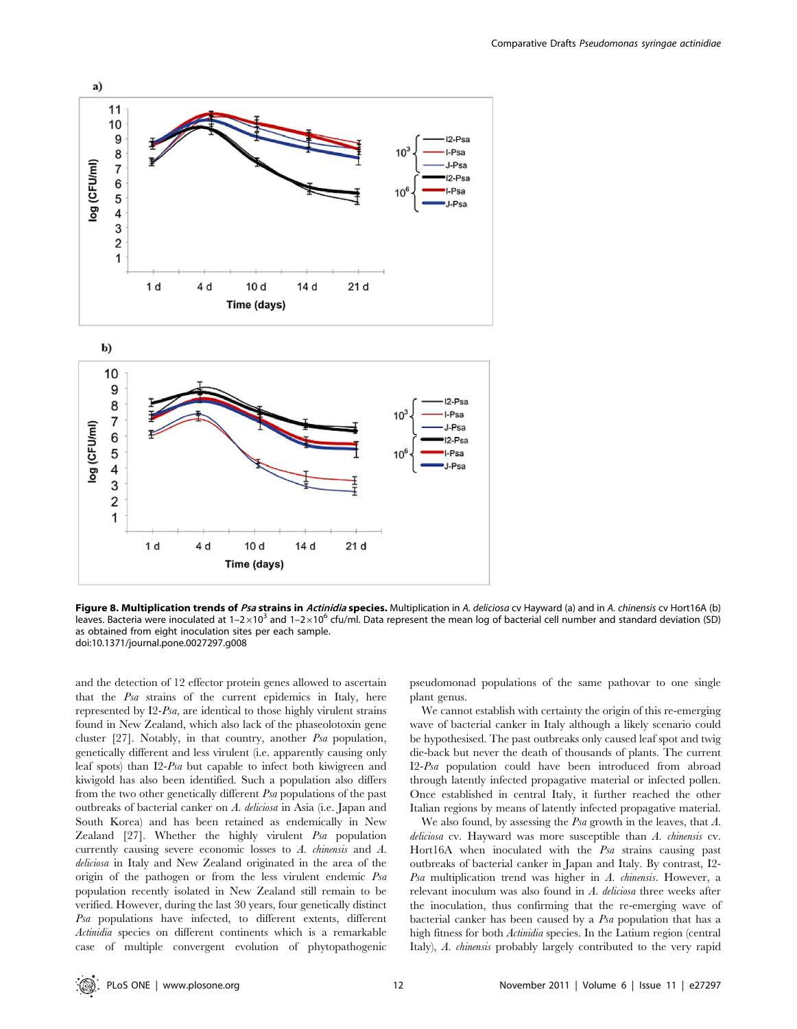**Figure 8. Multiplication trends of *Psa* strains in *Actinidia* species.** Multiplication in *A. deliciosa* cv Hayward (a) and in *A. chinensis* cv Hort16A (b) leaves. Bacteria were inoculated at $1–2\times10^3$ and $1–2\times10^6$ cfu/ml. Data represent the mean log of bacterial cell number and standard deviation (SD) as obtained from eight inoculation sites per each sample.
doi:10.1371/journal.pone.0027297.g008

and the detection of 12 effector protein genes allowed to ascertain that the *Psa* strains of the current epidemics in Italy, here represented by I2-*Psa*, are identical to those highly virulent strains found in New Zealand, which also lack of the phaseolotoxin gene cluster [27]. Notably, in that country, another *Psa* population, genetically different and less virulent (i.e. apparently causing only leaf spots) than I2-*Psa* but capable to infect both kiwigreen and kiwigold has also been identified. Such a population also differs from the two other genetically different *Psa* populations of the past outbreaks of bacterial canker on *A. deliciosa* in Asia (i.e. Japan and South Korea) and has been retained as endemically in New Zealand [27]. Whether the highly virulent *Psa* population currently causing severe economic losses to *A. chinensis* and *A. deliciosa* in Italy and New Zealand originated in the area of the origin of the pathogen or from the less virulent endemic *Psa* population recently isolated in New Zealand still remain to be verified. However, during the last 30 years, four genetically distinct *Psa* populations have infected, to different extents, different *Actinidia* species on different continents which is a remarkable case of multiple convergent evolution of phytopathogenic pseudomonad populations of the same pathovar to one single plant genus.

We cannot establish with certainty the origin of this re-emerging wave of bacterial canker in Italy although a likely scenario could be hypothesised. The past outbreaks only caused leaf spot and twig die-back but never the death of thousands of plants. The current I2-*Psa* population could have been introduced from abroad through latently infected propagative material or infected pollen. Once established in central Italy, it further reached the other Italian regions by means of latently infected propagative material.

We also found, by assessing the *Psa* growth in the leaves, that *A. deliciosa* cv. Hayward was more susceptible than *A. chinensis* cv. Hort16A when inoculated with the *Psa* strains causing past outbreaks of bacterial canker in Japan and Italy. By contrast, I2-*Psa* multiplication trend was higher in *A. chinensis*. However, a relevant inoculum was also found in *A. deliciosa* three weeks after the inoculation, thus confirming that the re-emerging wave of bacterial canker has been caused by a *Psa* population that has a high fitness for both *Actinidia* species. In the Latium region (central Italy), *A. chinensis* probably largely contributed to the very rapid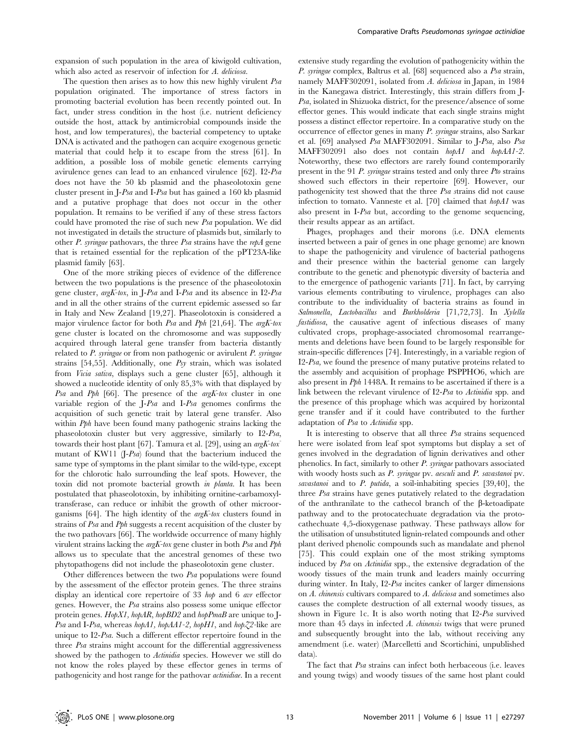expansion of such population in the area of kiwigold cultivation, which also acted as reservoir of infection for *A. deliciosa*.

The question then arises as to how this new highly virulent *Psa* population originated. The importance of stress factors in promoting bacterial evolution has been recently pointed out. In fact, under stress condition in the host (i.e. nutrient deficiency outside the host, attack by antimicrobial compounds inside the host, and low temperatures), the bacterial competency to uptake DNA is activated and the pathogen can acquire exogenous genetic material that could help it to escape from the stress [61]. In addition, a possible loss of mobile genetic elements carrying avirulence genes can lead to an enhanced virulence [62]. I2-*Psa* does not have the 50 kb plasmid and the phaseolotoxin gene cluster present in J-*Psa* and I-*Psa* but has gained a 160 kb plasmid and a putative prophage that does not occur in the other population. It remains to be verified if any of these stress factors could have promoted the rise of such new *Psa* population. We did not investigated in details the structure of plasmids but, similarly to other *P. syringae* pathovars, the three *Psa* strains have the *repA* gene that is retained essential for the replication of the pPT23A-like plasmid family [63].

One of the more striking pieces of evidence of the difference between the two populations is the presence of the phaseolotoxin gene cluster, *argK-tox*, in J-*Psa* and I-*Psa* and its absence in I2-*Psa* and in all the other strains of the current epidemic assessed so far in Italy and New Zealand [19,27]. Phaseolotoxin is considered a major virulence factor for both *Psa* and *Pph* [21,64]. The *argK-tox* gene cluster is located on the chromosome and was supposedly acquired through lateral gene transfer from bacteria distantly related to *P. syringae* or from non pathogenic or avirulent *P. syringae* strains [54,55]. Additionally, one *Psy* strain, which was isolated from *Vicia sativa*, displays such a gene cluster [65], although it showed a nucleotide identity of only 85,3% with that displayed by *Psa* and *Pph* [66]. The presence of the *argK-tox* cluster in one variable region of the J-*Psa* and I-*Psa* genomes confirms the acquisition of such genetic trait by lateral gene transfer. Also within *Pph* have been found many pathogenic strains lacking the phaseolotoxin cluster but very aggressive, similarly to I2-*Psa*, towards their host plant [67]. Tamura et al. [29], using an *argK-tox*⁻ mutant of KW11 (J-*Psa*) found that the bacterium induced the same type of symptoms in the plant similar to the wild-type, except for the chlorotic halo surrounding the leaf spots. However, the toxin did not promote bacterial growth *in planta*. It has been postulated that phaseolotoxin, by inhibiting ornitine-carbamoxyl-transferase, can reduce or inhibit the growth of other microorganisms [64]. The high identity of the *argK-tox* clusters found in strains of *Psa* and *Pph* suggests a recent acquisition of the cluster by the two pathovars [66]. The worldwide occurrence of many highly virulent strains lacking the *argK-tox* gene cluster in both *Psa* and *Pph* allows us to speculate that the ancestral genomes of these two phytopathogens did not include the phaseolotoxin gene cluster.

Other differences between the two *Psa* populations were found by the assessment of the effector protein genes. The three strains display an identical core repertoire of 33 *hop* and 6 *avr* effector genes. However, the *Psa* strains also possess some unique effector protein genes. *HopX1, hopAR, hopBD2* and *hopPmaB* are unique to J-*Psa* and I-*Psa*, whereas *hopA1, hopAA1-2, hopH1*, and *hopZ2*-like are unique to I2-*Psa*. Such a different effector repertoire found in the three *Psa* strains might account for the differential aggressiveness showed by the pathogen to *Actinidia* species. However we still do not know the roles played by these effector genes in terms of pathogenicity and host range for the pathovar *actinidiae*. In a recent extensive study regarding the evolution of pathogenicity within the *P. syringae* complex, Baltrus et al. [68] sequenced also a *Psa* strain, namely MAFF302091, isolated from *A. deliciosa* in Japan, in 1984 in the Kanegawa district. Interestingly, this strain differs from J-*Psa*, isolated in Shizuoka district, for the presence/absence of some effector genes. This would indicate that each single strains might possess a distinct effector repertoire. In a comparative study on the occurrence of effector genes in many *P. syringae* strains, also Sarkar et al. [69] analysed *Psa* MAFF302091. Similar to J-*Psa*, also *Psa* MAFF302091 also does not contain *hopA1* and *hopAA1-2*. Noteworthy, these two effectors are rarely found contemporarily present in the 91 *P. syringae* strains tested and only three *Pto* strains showed such effectors in their repertoire [69]. However, our pathogenicity test showed that the three *Psa* strains did not cause infection to tomato. Vanneste et al. [70] claimed that *hopA1* was also present in I-*Psa* but, according to the genome sequencing, their results appear as an artifact.

Phages, prophages and their morons (i.e. DNA elements inserted between a pair of genes in one phage genome) are known to shape the pathogenicity and virulence of bacterial pathogens and their presence within the bacterial genome can largely contribute to the genetic and phenotypic diversity of bacteria and to the emergence of pathogenic variants [71]. In fact, by carrying various elements contributing to virulence, prophages can also contribute to the individuality of bacteria strains as found in *Salmonella*, *Lactobacillus* and *Burkholderia* [71,72,73]. In *Xylella fastidiosa*, the causative agent of infectious diseases of many cultivated crops, prophage-associated chromosomal rearrangements and deletions have been found to be largely responsible for strain-specific differences [74]. Interestingly, in a variable region of I2-*Psa*, we found the presence of many putative proteins related to the assembly and acquisition of prophage PSPPHO6, which are also present in *Pph* 1448A. It remains to be ascertained if there is a link between the relevant virulence of I2-*Psa* to *Actinidia* spp. and the presence of this prophage which was acquired by horizontal gene transfer and if it could have contributed to the further adaptation of *Psa* to *Actinidia* spp.

It is interesting to observe that all three *Psa* strains sequenced here were isolated from leaf spot symptoms but display a set of genes involved in the degradation of lignin derivatives and other phenolics. In fact, similarly to other *P. syringae* pathovars associated with woody hosts such as *P. syringae* pv. *aesculi* and *P. savastanoi* pv. *savastanoi* and to *P. putida*, a soil-inhabiting species [39,40], the three *Psa* strains have genes putatively related to the degradation of the anthranilate to the cathecol branch of the β-ketoadipate pathway and to the protocatechuate degradation via the protocathechuate 4,5-dioxygenase pathway. These pathways allow for the utilisation of unsubstituted lignin-related compounds and other plant derived phenolic compounds such as mandalate and phenol [75]. This could explain one of the most striking symptoms induced by *Psa* on *Actinidia* spp., the extensive degradation of the woody tissues of the main trunk and leaders mainly occurring during winter. In Italy, I2-*Psa* incites canker of larger dimensions on *A. chinensis* cultivars compared to *A. deliciosa* and sometimes also causes the complete destruction of all external woody tissues, as shown in Figure 1c. It is also worth noting that I2-*Psa* survived more than 45 days in infected *A. chinensis* twigs that were pruned and subsequently brought into the lab, without receiving any amendment (i.e. water) (Marcelletti and Scortichini, unpublished data).

The fact that *Psa* strains can infect both herbaceous (i.e. leaves and young twigs) and woody tissues of the same host plant could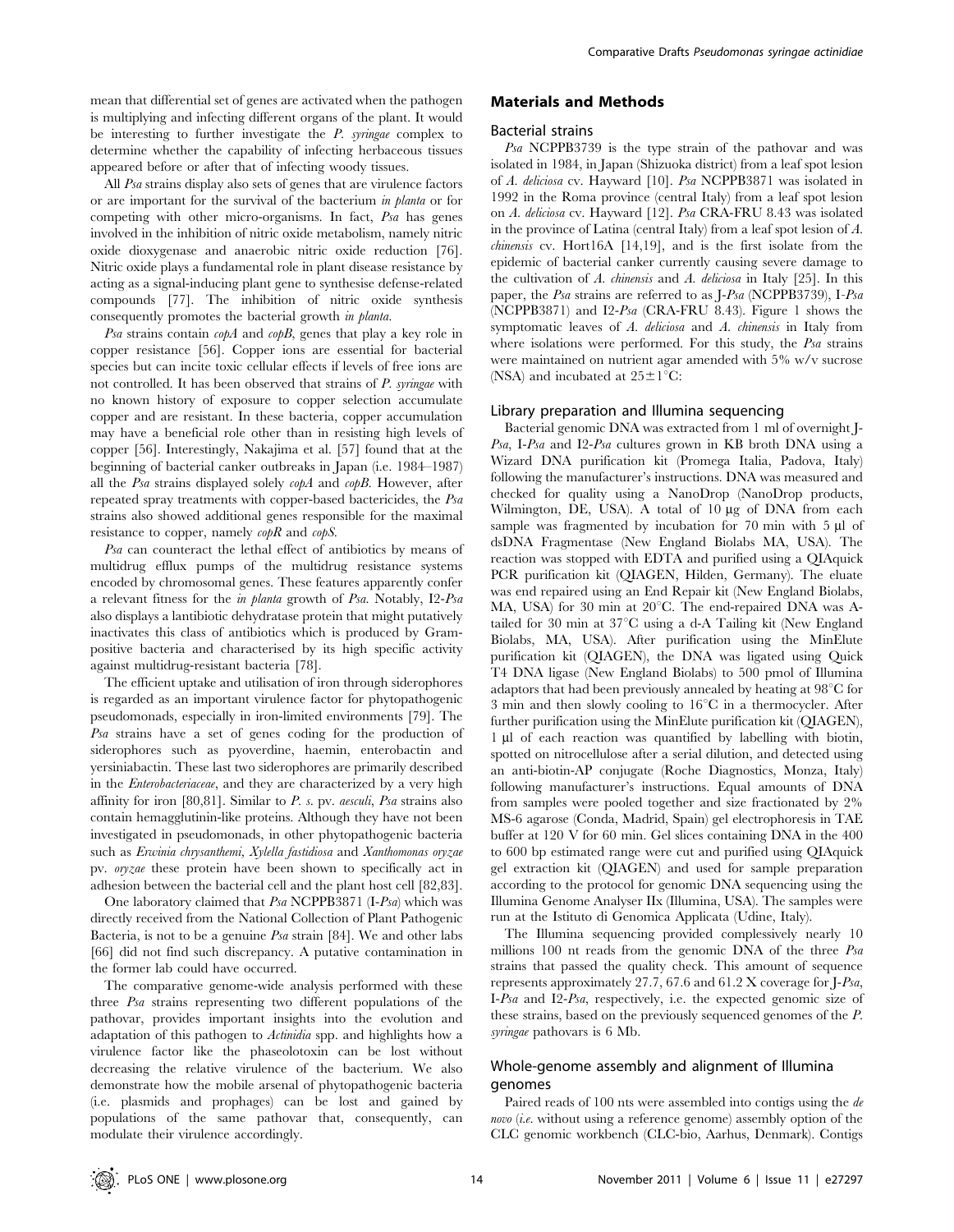mean that differential set of genes are activated when the pathogen is multiplying and infecting different organs of the plant. It would be interesting to further investigate the *P. syringae* complex to determine whether the capability of infecting herbaceous tissues appeared before or after that of infecting woody tissues.

All *Psa* strains display also sets of genes that are virulence factors or are important for the survival of the bacterium *in planta* or for competing with other micro-organisms. In fact, *Psa* has genes involved in the inhibition of nitric oxide metabolism, namely nitric oxide dioxygenase and anaerobic nitric oxide reduction [76]. Nitric oxide plays a fundamental role in plant disease resistance by acting as a signal-inducing plant gene to synthesise defense-related compounds [77]. The inhibition of nitric oxide synthesis consequently promotes the bacterial growth *in planta*.

*Psa* strains contain *copA* and *copB*, genes that play a key role in copper resistance [56]. Copper ions are essential for bacterial species but can incite toxic cellular effects if levels of free ions are not controlled. It has been observed that strains of *P. syringae* with no known history of exposure to copper selection accumulate copper and are resistant. In these bacteria, copper accumulation may have a beneficial role other than in resisting high levels of copper [56]. Interestingly, Nakajima et al. [57] found that at the beginning of bacterial canker outbreaks in Japan (i.e. 1984–1987) all the *Psa* strains displayed solely *copA* and *copB*. However, after repeated spray treatments with copper-based bactericides, the *Psa* strains also showed additional genes responsible for the maximal resistance to copper, namely *copR* and *copS*.

*Psa* can counteract the lethal effect of antibiotics by means of multidrug efflux pumps of the multidrug resistance systems encoded by chromosomal genes. These features apparently confer a relevant fitness for the *in planta* growth of *Psa*. Notably, I2-*Psa* also displays a lantibiotic dehydratase protein that might putatively inactivates this class of antibiotics which is produced by Gram-positive bacteria and characterised by its high specific activity against multidrug-resistant bacteria [78].

The efficient uptake and utilisation of iron through siderophores is regarded as an important virulence factor for phytopathogenic pseudomonads, especially in iron-limited environments [79]. The *Psa* strains have a set of genes coding for the production of siderophores such as pyoverdine, haemin, enterobactin and yersiniabactin. These last two siderophores are primarily described in the *Enterobacteriaceae*, and they are characterized by a very high affinity for iron [80,81]. Similar to *P. s.* pv. *aesculi*, *Psa* strains also contain hemagglutinin-like proteins. Although they have not been investigated in pseudomonads, in other phytopathogenic bacteria such as *Erwinia chrysanthemi*, *Xylella fastidiosa* and *Xanthomonas oryzae* pv. *oryzae* these protein have been shown to specifically act in adhesion between the bacterial cell and the plant host cell [82,83].

One laboratory claimed that *Psa* NCPPB3871 (I-*Psa*) which was directly received from the National Collection of Plant Pathogenic Bacteria, is not to be a genuine *Psa* strain [84]. We and other labs [66] did not find such discrepancy. A putative contamination in the former lab could have occurred.

The comparative genome-wide analysis performed with these three *Psa* strains representing two different populations of the pathovar, provides important insights into the evolution and adaptation of this pathogen to *Actinidia* spp. and highlights how a virulence factor like the phaseolotoxin can be lost without decreasing the relative virulence of the bacterium. We also demonstrate how the mobile arsenal of phytopathogenic bacteria (i.e. plasmids and prophages) can be lost and gained by populations of the same pathovar that, consequently, can modulate their virulence accordingly.

## Materials and Methods

### Bacterial strains

*Psa* NCPPB3739 is the type strain of the pathovar and was isolated in 1984, in Japan (Shizuoka district) from a leaf spot lesion of *A. deliciosa* cv. Hayward [10]. *Psa* NCPPB3871 was isolated in 1992 in the Roma province (central Italy) from a leaf spot lesion on *A. deliciosa* cv. Hayward [12]. *Psa* CRA-FRU 8.43 was isolated in the province of Latina (central Italy) from a leaf spot lesion of *A. chinensis* cv. Hort16A [14,19], and is the first isolate from the epidemic of bacterial canker currently causing severe damage to the cultivation of *A. chinensis* and *A. deliciosa* in Italy [25]. In this paper, the *Psa* strains are referred to as J-*Psa* (NCPPB3739), I-*Psa* (NCPPB3871) and I2-*Psa* (CRA-FRU 8.43). Figure 1 shows the symptomatic leaves of *A. deliciosa* and *A. chinensis* in Italy from where isolations were performed. For this study, the *Psa* strains were maintained on nutrient agar amended with 5% w/v sucrose (NSA) and incubated at 25±1°C:

### Library preparation and Illumina sequencing

Bacterial genomic DNA was extracted from 1 ml of overnight J-*Psa*, I-*Psa* and I2-*Psa* cultures grown in KB broth DNA using a Wizard DNA purification kit (Promega Italia, Padova, Italy) following the manufacturer's instructions. DNA was measured and checked for quality using a NanoDrop (NanoDrop products, Wilmington, DE, USA). A total of 10 µg of DNA from each sample was fragmented by incubation for 70 min with 5 µl of dsDNA Fragmentase (New England Biolabs MA, USA). The reaction was stopped with EDTA and purified using a QIAquick PCR purification kit (QIAGEN, Hilden, Germany). The eluate was end repaired using an End Repair kit (New England Biolabs, MA, USA) for 30 min at 20°C. The end-repaired DNA was A-tailed for 30 min at 37°C using a d-A Tailing kit (New England Biolabs, MA, USA). After purification using the MinElute purification kit (QIAGEN), the DNA was ligated using Quick T4 DNA ligase (New England Biolabs) to 500 pmol of Illumina adaptors that had been previously annealed by heating at 98°C for 3 min and then slowly cooling to 16°C in a thermocycler. After further purification using the MinElute purification kit (QIAGEN), 1 µl of each reaction was quantified by labelling with biotin, spotted on nitrocellulose after a serial dilution, and detected using an anti-biotin-AP conjugate (Roche Diagnostics, Monza, Italy) following manufacturer's instructions. Equal amounts of DNA from samples were pooled together and size fractionated by 2% MS-6 agarose (Conda, Madrid, Spain) gel electrophoresis in TAE buffer at 120 V for 60 min. Gel slices containing DNA in the 400 to 600 bp estimated range were cut and purified using QIAquick gel extraction kit (QIAGEN) and used for sample preparation according to the protocol for genomic DNA sequencing using the Illumina Genome Analyser IIx (Illumina, USA). The samples were run at the Istituto di Genomica Applicata (Udine, Italy).

The Illumina sequencing provided complessively nearly 10 millions 100 nt reads from the genomic DNA of the three *Psa* strains that passed the quality check. This amount of sequence represents approximately 27.7, 67.6 and 61.2 X coverage for J-*Psa*, I-*Psa* and I2-*Psa*, respectively, i.e. the expected genomic size of these strains, based on the previously sequenced genomes of the *P. syringae* pathovars is 6 Mb.

### Whole-genome assembly and alignment of Illumina genomes

Paired reads of 100 nts were assembled into contigs using the *de novo* (*i.e.* without using a reference genome) assembly option of the CLC genomic workbench (CLC-bio, Aarhus, Denmark). Contigs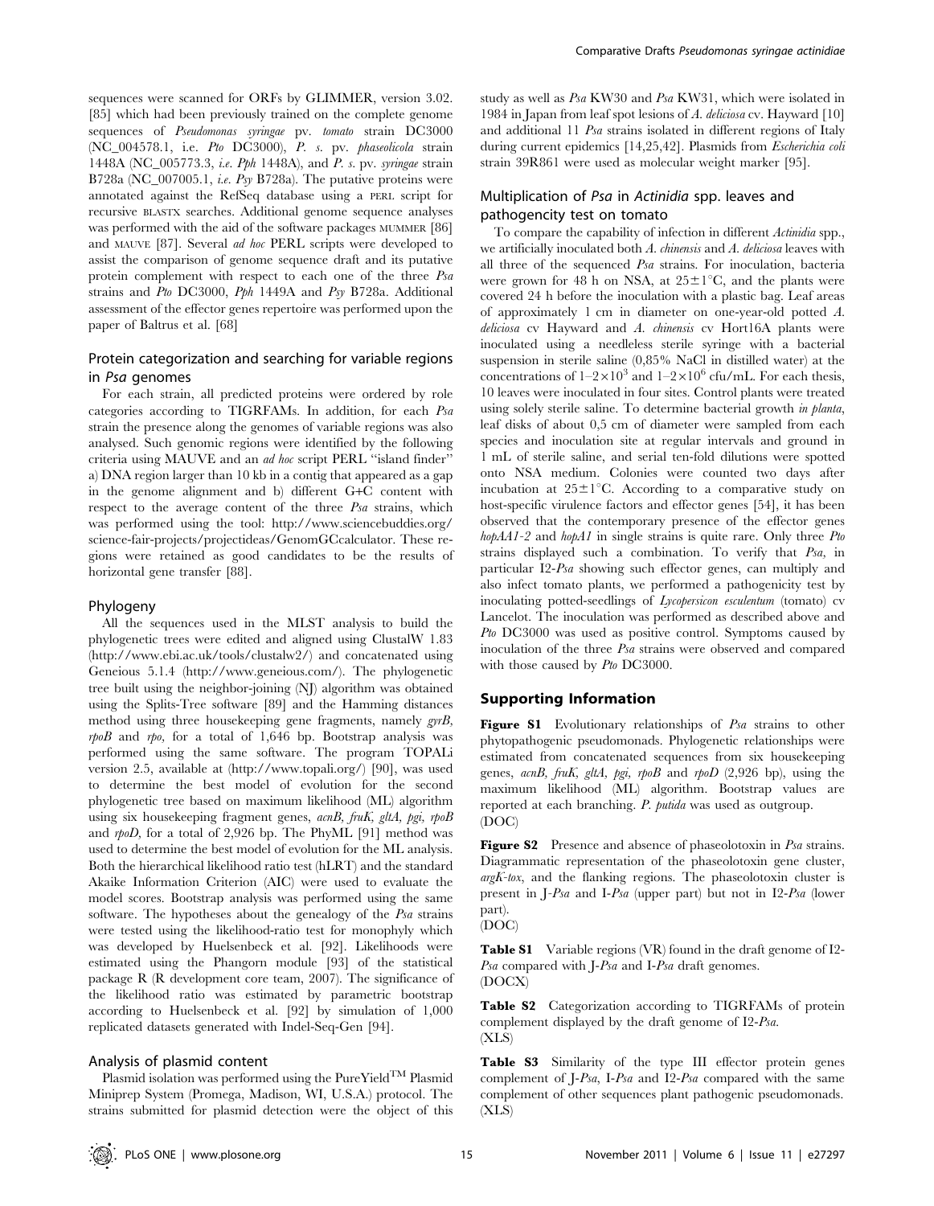sequences were scanned for ORFs by GLIMMER, version 3.02. [85] which had been previously trained on the complete genome sequences of *Pseudomonas syringae* pv. *tomato* strain DC3000 (NC_004578.1, i.e. *Pto* DC3000), *P. s.* pv. *phaseolicola* strain 1448A (NC_005773.3, *i.e. Pph* 1448A), and *P. s.* pv. *syringae* strain B728a (NC_007005.1, *i.e. Psy* B728a). The putative proteins were annotated against the RefSeq database using a PERL script for recursive BLASTX searches. Additional genome sequence analyses was performed with the aid of the software packages MUMMER [86] and MAUVE [87]. Several *ad hoc* PERL scripts were developed to assist the comparison of genome sequence draft and its putative protein complement with respect to each one of the three *Psa* strains and *Pto* DC3000, *Pph* 1449A and *Psy* B728a. Additional assessment of the effector genes repertoire was performed upon the paper of Baltrus et al. [68]

### Protein categorization and searching for variable regions in *Psa* genomes

For each strain, all predicted proteins were ordered by role categories according to TIGRFAMs. In addition, for each *Psa* strain the presence along the genomes of variable regions was also analysed. Such genomic regions were identified by the following criteria using MAUVE and an *ad hoc* script PERL "island finder" a) DNA region larger than 10 kb in a contig that appeared as a gap in the genome alignment and b) different G+C content with respect to the average content of the three *Psa* strains, which was performed using the tool: http://www.sciencebuddies.org/science-fair-projects/projectideas/GenomGCcalculator. These regions were retained as good candidates to be the results of horizontal gene transfer [88].

### Phylogeny

All the sequences used in the MLST analysis to build the phylogenetic trees were edited and aligned using ClustalW 1.83 (http://www.ebi.ac.uk/tools/clustalw2/) and concatenated using Geneious 5.1.4 (http://www.geneious.com/). The phylogenetic tree built using the neighbor-joining (NJ) algorithm was obtained using the Splits-Tree software [89] and the Hamming distances method using three housekeeping gene fragments, namely *gyrB*, *rpoB* and *rpo*, for a total of 1,646 bp. Bootstrap analysis was performed using the same software. The program TOPALi version 2.5, available at (http://www.topali.org/) [90], was used to determine the best model of evolution for the second phylogenetic tree based on maximum likelihood (ML) algorithm using six housekeeping fragment genes, *acnB, fruK, gltA, pgi, rpoB* and *rpoD*, for a total of 2,926 bp. The PhyML [91] method was used to determine the best model of evolution for the ML analysis. Both the hierarchical likelihood ratio test (hLRT) and the standard Akaike Information Criterion (AIC) were used to evaluate the model scores. Bootstrap analysis was performed using the same software. The hypotheses about the genealogy of the *Psa* strains were tested using the likelihood-ratio test for monophyly which was developed by Huelsenbeck et al. [92]. Likelihoods were estimated using the Phangorn module [93] of the statistical package R (R development core team, 2007). The significance of the likelihood ratio was estimated by parametric bootstrap according to Huelsenbeck et al. [92] by simulation of 1,000 replicated datasets generated with Indel-Seq-Gen [94].

### Analysis of plasmid content

Plasmid isolation was performed using the PureYield$^{TM}$ Plasmid Miniprep System (Promega, Madison, WI, U.S.A.) protocol. The strains submitted for plasmid detection were the object of this study as well as *Psa* KW30 and *Psa* KW31, which were isolated in 1984 in Japan from leaf spot lesions of *A. deliciosa* cv. Hayward [10] and additional 11 *Psa* strains isolated in different regions of Italy during current epidemics [14,25,42]. Plasmids from *Escherichia coli* strain 39R861 were used as molecular weight marker [95].

### Multiplication of *Psa* in *Actinidia* spp. leaves and pathogencity test on tomato

To compare the capability of infection in different *Actinidia* spp., we artificially inoculated both *A. chinensis* and *A. deliciosa* leaves with all three of the sequenced *Psa* strains. For inoculation, bacteria were grown for 48 h on NSA, at 25±1°C, and the plants were covered 24 h before the inoculation with a plastic bag. Leaf areas of approximately 1 cm in diameter on one-year-old potted *A. deliciosa* cv Hayward and *A. chinensis* cv Hort16A plants were inoculated using a needleless sterile syringe with a bacterial suspension in sterile saline (0,85% NaCl in distilled water) at the concentrations of $1–2\times10^{3}$ and $1–2\times10^{6}$ cfu/mL. For each thesis, 10 leaves were inoculated in four sites. Control plants were treated using solely sterile saline. To determine bacterial growth *in planta*, leaf disks of about 0,5 cm of diameter were sampled from each species and inoculation site at regular intervals and ground in 1 mL of sterile saline, and serial ten-fold dilutions were spotted onto NSA medium. Colonies were counted two days after incubation at 25±1°C. According to a comparative study on host-specific virulence factors and effector genes [54], it has been observed that the contemporary presence of the effector genes *hopAA1-2* and *hopA1* in single strains is quite rare. Only three *Pto* strains displayed such a combination. To verify that *Psa*, in particular I2-*Psa* showing such effector genes, can multiply and also infect tomato plants, we performed a pathogenicity test by inoculating potted-seedlings of *Lycopersicon esculentum* (tomato) cv Lancelot. The inoculation was performed as described above and *Pto* DC3000 was used as positive control. Symptoms caused by inoculation of the three *Psa* strains were observed and compared with those caused by *Pto* DC3000.

## Supporting Information

**Figure S1** Evolutionary relationships of *Psa* strains to other phytopathogenic pseudomonads. Phylogenetic relationships were estimated from concatenated sequences from six housekeeping genes, *acnB, fruK, gltA, pgi, rpoB* and *rpoD* (2,926 bp), using the maximum likelihood (ML) algorithm. Bootstrap values are reported at each branching. *P. putida* was used as outgroup.
(DOC)

**Figure S2** Presence and absence of phaseolotoxin in *Psa* strains. Diagrammatic representation of the phaseolotoxin gene cluster, *argK-tox*, and the flanking regions. The phaseolotoxin cluster is present in J-*Psa* and I-*Psa* (upper part) but not in I2-*Psa* (lower part).
(DOC)

**Table S1** Variable regions (VR) found in the draft genome of I2-*Psa* compared with J-*Psa* and I-*Psa* draft genomes.
(DOCX)

**Table S2** Categorization according to TIGRFAMs of protein complement displayed by the draft genome of I2-*Psa*.
(XLS)

**Table S3** Similarity of the type III effector protein genes complement of J-*Psa*, I-*Psa* and I2-*Psa* compared with the same complement of other sequences plant pathogenic pseudomonads.
(XLS)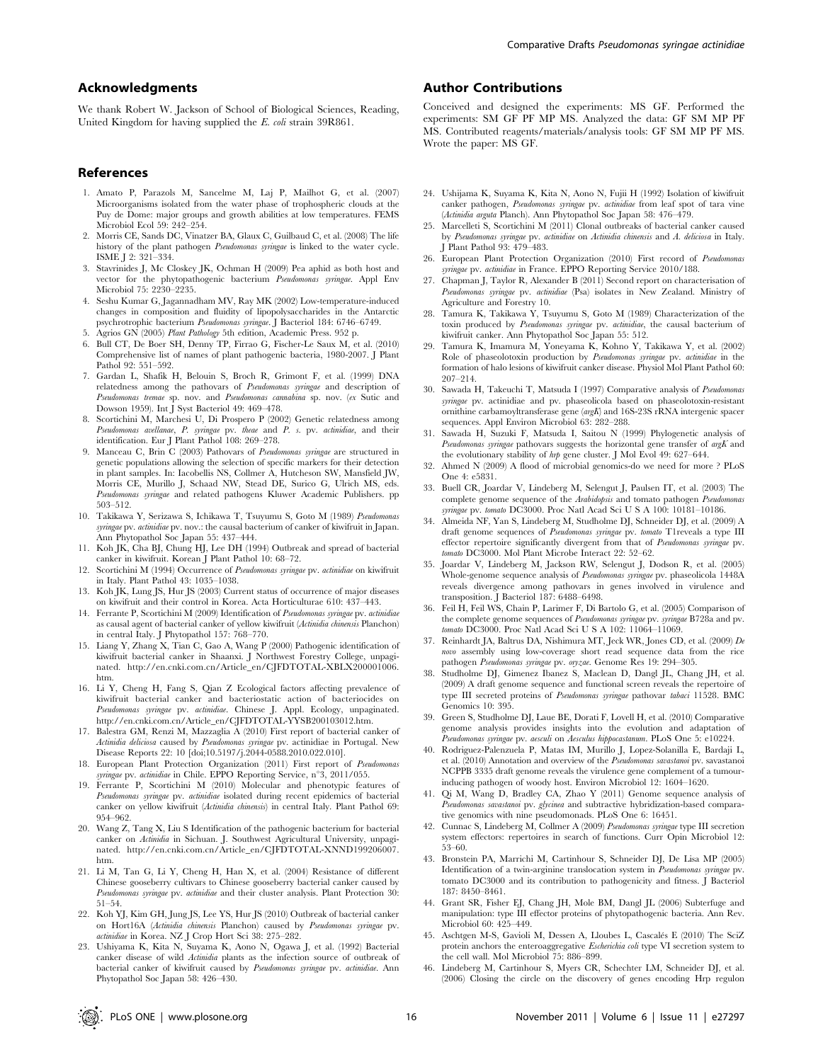## Acknowledgments

We thank Robert W. Jackson of School of Biological Sciences, Reading, United Kingdom for having supplied the *E. coli* strain 39R861.

## Author Contributions

Conceived and designed the experiments: MS GF. Performed the experiments: SM GF PF MP MS. Analyzed the data: GF SM MP PF MS. Contributed reagents/materials/analysis tools: GF SM MP PF MS. Wrote the paper: MS GF.

## References

1. Amato P, Parazols M, Sancelme M, Laj P, Mailhot G, et al. (2007) Microorganisms isolated from the water phase of trophospheric clouds at the Puy de Dome: major groups and growth abilities at low temperatures. FEMS Microbiol Ecol 59: 242–254.
2. Morris CE, Sands DC, Vinatzer BA, Glaux C, Guilbaud C, et al. (2008) The life history of the plant pathogen *Pseudomonas syringae* is linked to the water cycle. ISME J 2: 321–334.
3. Stavrinides J, Mc Closkey JK, Ochman H (2009) Pea aphid as both host and vector for the phytopathogenic bacterium *Pseudomonas syringae*. Appl Env Microbiol 75: 2230–2235.
4. Seshu Kumar G, Jagannadham MV, Ray MK (2002) Low-temperature-induced changes in composition and fluidity of lipopolysaccharides in the Antarctic psychrotrophic bacterium *Pseudomonas syringae*. J Bacteriol 184: 6746–6749.
5. Agrios GN (2005) *Plant Pathology* 5th edition, Academic Press. 952 p.
6. Bull CT, De Boer SH, Denny TP, Firrao G, Fischer-Le Saux M, et al. (2010) Comprehensive list of names of plant pathogenic bacteria, 1980-2007. J Plant Pathol 92: 551–592.
7. Gardan L, Shafik H, Belouin S, Broch R, Grimont F, et al. (1999) DNA relatedness among the pathovars of *Pseudomonas syringae* and description of *Pseudomonas tremae* sp. nov. and *Pseudomonas cannabina* sp. nov. (*ex* Sutic and Dowson 1959). Int J Syst Bacteriol 49: 469–478.
8. Scortichini M, Marchesi U, Di Prospero P (2002) Genetic relatedness among *Pseudomonas avellanae*, *P. syringae* pv. *theae* and *P. s.* pv. *actinidiae*, and their identification. Eur J Plant Pathol 108: 269–278.
9. Manceau C, Brin C (2003) Pathovars of *Pseudomonas syringae* are structured in genetic populations allowing the selection of specific markers for their detection in plant samples. In: Iacobellis NS, Collmer A, Hutcheson SW, Mansfield JW, Morris CE, Murillo J, Schaad NW, Stead DE, Surico G, Ulrich MS, eds. *Pseudomonas syringae* and related pathogens Kluwer Academic Publishers. pp 503–512.
10. Takikawa Y, Serizawa S, Ichikawa T, Tsuyumu S, Goto M (1989) *Pseudomonas syringae* pv. *actinidiae* pv. nov.: the causal bacterium of canker of kiwifruit in Japan. Ann Phytopathol Soc Japan 55: 437–444.
11. Koh JK, Cha BJ, Chung HJ, Lee DH (1994) Outbreak and spread of bacterial canker in kiwifruit. Korean J Plant Pathol 10: 68–72.
12. Scortichini M (1994) Occurrence of *Pseudomonas syringae* pv. *actinidiae* on kiwifruit in Italy. Plant Pathol 43: 1035–1038.
13. Koh JK, Lung JS, Hur JS (2003) Current status of occurrence of major diseases on kiwifruit and their control in Korea. Acta Horticulturae 610: 437–443.
14. Ferrante P, Scortichini M (2009) Identification of *Pseudomonas syringae* pv. *actinidiae* as causal agent of bacterial canker of yellow kiwifruit (*Actinidia chinensis* Planchon) in central Italy. J Phytopathol 157: 768–770.
15. Liang Y, Zhang X, Tian C, Gao A, Wang P (2000) Pathogenic identification of kiwifruit bacterial canker in Shaanxi. J Northwest Forestry College, unpaginated. http://en.cnki.com.cn/Article_en/CJFDTOTAL-XBLX200001006.htm.
16. Li Y, Cheng H, Fang S, Qian Z Ecological factors affecting prevalence of kiwifruit bacterial canker and bacteriostatic action of bacteriocides on *Pseudomonas syringae* pv. *actinidiae*. Chinese J. Appl. Ecology, unpaginated. http://en.cnki.com.cn/Article_en/CJFDTOTAL-YYSB200103012.htm.
17. Balestra GM, Renzi M, Mazzaglia A (2010) First report of bacterial canker of *Actinidia deliciosa* caused by *Pseudomonas syringae* pv. actinidiae in Portugal. New Disease Reports 22: 10 [doi;10.5197/j.2044-0588.2010.022.010].
18. European Plant Protection Organization (2011) First report of *Pseudomonas syringae* pv. *actinidiae* in Chile. EPPO Reporting Service, n°3, 2011/055.
19. Ferrante P, Scortichini M (2010) Molecular and phenotypic features of *Pseudomonas syringae* pv. *actinidiae* isolated during recent epidemics of bacterial canker on yellow kiwifruit (*Actinidia chinensis*) in central Italy. Plant Pathol 69: 954–962.
20. Wang Z, Tang X, Liu S Identification of the pathogenic bacterium for bacterial canker on *Actinidia* in Sichuan. J. Southwest Agricultural University, unpaginated. http://en.cnki.com.cn/Article_en/CJFDTOTAL-XNND199206007.htm.
21. Li M, Tan G, Li Y, Cheng H, Han X, et al. (2004) Resistance of different Chinese gooseberry cultivars to Chinese gooseberry bacterial canker caused by *Pseudomonas syringae* pv. *actinidiae* and their cluster analysis. Plant Protection 30: 51–54.
22. Koh YJ, Kim GH, Jung JS, Lee YS, Hur JS (2010) Outbreak of bacterial canker on Hort16A (*Actinidia chinensis* Planchon) caused by *Pseudomonas syringae* pv. *actinidiae* in Korea. NZ J Crop Hort Sci 38: 275–282.
23. Ushiyama K, Kita N, Suyama K, Aono N, Ogawa J, et al. (1992) Bacterial canker disease of wild *Actinidia* plants as the infection source of outbreak of bacterial canker of kiwifruit caused by *Pseudomonas syringae* pv. *actinidiae*. Ann Phytopathol Soc Japan 58: 426–430.
24. Ushijama K, Suyama K, Kita N, Aono N, Fujii H (1992) Isolation of kiwifruit canker pathogen, *Pseudomonas syringae* pv. *actinidiae* from leaf spot of tara vine (*Actinidia arguta* Planch). Ann Phytopathol Soc Japan 58: 476–479.
25. Marcelleti S, Scortichini M (2011) Clonal outbreaks of bacterial canker caused by *Pseudomonas syringae* pv. *actinidiae* on *Actinidia chinensis* and *A. deliciosa* in Italy. J Plant Pathol 93: 479–483.
26. European Plant Protection Organization (2010) First record of *Pseudomonas syringae* pv. *actinidiae* in France. EPPO Reporting Service 2010/188.
27. Chapman J, Taylor R, Alexander B (2011) Second report on characterisation of *Pseudomonas syringae* pv. *actinidiae* (Psa) isolates in New Zealand. Ministry of Agriculture and Forestry 10.
28. Tamura K, Takikawa Y, Tsuyumu S, Goto M (1989) Characterization of the toxin produced by *Pseudomonas syringae* pv. *actinidiae*, the causal bacterium of kiwifruit canker. Ann Phytopathol Soc Japan 55: 512.
29. Tamura K, Imamura M, Yoneyama K, Kohno Y, Takikawa Y, et al. (2002) Role of phaseolotoxin production by *Pseudomonas syringae* pv. *actinidiae* in the formation of halo lesions of kiwifruit canker disease. Physiol Mol Plant Pathol 60: 207–214.
30. Sawada H, Takeuchi T, Matsuda I (1997) Comparative analysis of *Pseudomonas syringae* pv. actinidiae and pv. phaseolicola based on phaseolotoxin-resistant ornithine carbamoyltransferase gene (*argK*) and 16S-23S rRNA intergenic spacer sequences. Appl Environ Microbiol 63: 282–288.
31. Sawada H, Suzuki F, Matsuda I, Saitou N (1999) Phylogenetic analysis of *Pseudomonas syringae* pathovars suggests the horizontal gene transfer of *argK* and the evolutionary stability of *hrp* gene cluster. J Mol Evol 49: 627–644.
32. Ahmed N (2009) A flood of microbial genomics-do we need for more ? PLoS One 4: e5831.
33. Buell CR, Joardar V, Lindeberg M, Selengut J, Paulsen IT, et al. (2003) The complete genome sequence of the *Arabidopsis* and tomato pathogen *Pseudomonas syringae* pv. *tomato* DC3000. Proc Natl Acad Sci U S A 100: 10181–10186.
34. Almeida NF, Yan S, Lindeberg M, Studholme DJ, Schneider DJ, et al. (2009) A draft genome sequences of *Pseudomonas syringae* pv. *tomato* T1reveals a type III effector repertoire significantly divergent from that of *Pseudomonas syringae* pv. *tomato* DC3000. Mol Plant Microbe Interact 22: 52–62.
35. Joardar V, Lindeberg M, Jackson RW, Selengut J, Dodson R, et al. (2005) Whole-genome sequence analysis of *Pseudomonas syringae* pv. phaseolicola 1448A reveals divergence among pathovars in genes involved in virulence and transposition. J Bacteriol 187: 6488–6498.
36. Feil H, Feil WS, Chain P, Larimer F, Di Bartolo G, et al. (2005) Comparison of the complete genome sequences of *Pseudomonas syringae* pv. *syringae* B728a and pv. *tomato* DC3000. Proc Natl Acad Sci U S A 102: 11064–11069.
37. Reinhardt JA, Baltrus DA, Nishimura MT, Jeck WR, Jones CD, et al. (2009) *De novo* assembly using low-coverage short read sequence data from the rice pathogen *Pseudomonas syringae* pv. *oryzae*. Genome Res 19: 294–305.
38. Studholme DJ, Gimenez Ibanez S, Maclean D, Dangl JL, Chang JH, et al. (2009) A draft genome sequence and functional screen reveals the repertoire of type III secreted proteins of *Pseudomonas syringae* pathovar *tabaci* 11528. BMC Genomics 10: 395.
39. Green S, Studholme DJ, Laue BE, Dorati F, Lovell H, et al. (2010) Comparative genome analysis provides insights into the evolution and adaptation of *Pseudomonas syringae* pv. *aesculi* on *Aesculus hippocastanum*. PLoS One 5: e10224.
40. Rodriguez-Palenzuela P, Matas IM, Murillo J, Lopez-Solanilla E, Bardaji L, et al. (2010) Annotation and overview of the *Pseudomonas savastanoi* pv. savastanoi NCPPB 3335 draft genome reveals the virulence gene complement of a tumour-inducing pathogen of woody host. Environ Microbiol 12: 1604–1620.
41. Qi M, Wang D, Bradley CA, Zhao Y (2011) Genome sequence analysis of *Pseudomonas savastanoi* pv. *glycinea* and subtractive hybridization-based comparative genomics with nine pseudomonads. PLoS One 6: 16451.
42. Cunnac S, Lindeberg M, Collmer A (2009) *Pseudomonas syringae* type III secretion system effectors: repertoires in search of functions. Curr Opin Microbiol 12: 53–60.
43. Bronstein PA, Marrichi M, Cartinhour S, Schneider DJ, De Lisa MP (2005) Identification of a twin-arginine translocation system in *Pseudomonas syringae* pv. tomato DC3000 and its contribution to pathogenicity and fitness. J Bacteriol 187: 8450–8461.
44. Grant SR, Fisher EJ, Chang JH, Mole BM, Dangl JL (2006) Subterfuge and manipulation: type III effector proteins of phytopathogenic bacteria. Ann Rev. Microbiol 60: 425–449.
45. Aschtgen M-S, Gavioli M, Dessen A, Lloubes L, Cascalés E (2010) The SciZ protein anchors the enteroaggregative *Escherichia coli* type VI secretion system to the cell wall. Mol Microbiol 75: 886–899.
46. Lindeberg M, Cartinhour S, Myers CR, Schechter LM, Schneider DJ, et al. (2006) Closing the circle on the discovery of genes encoding Hrp regulon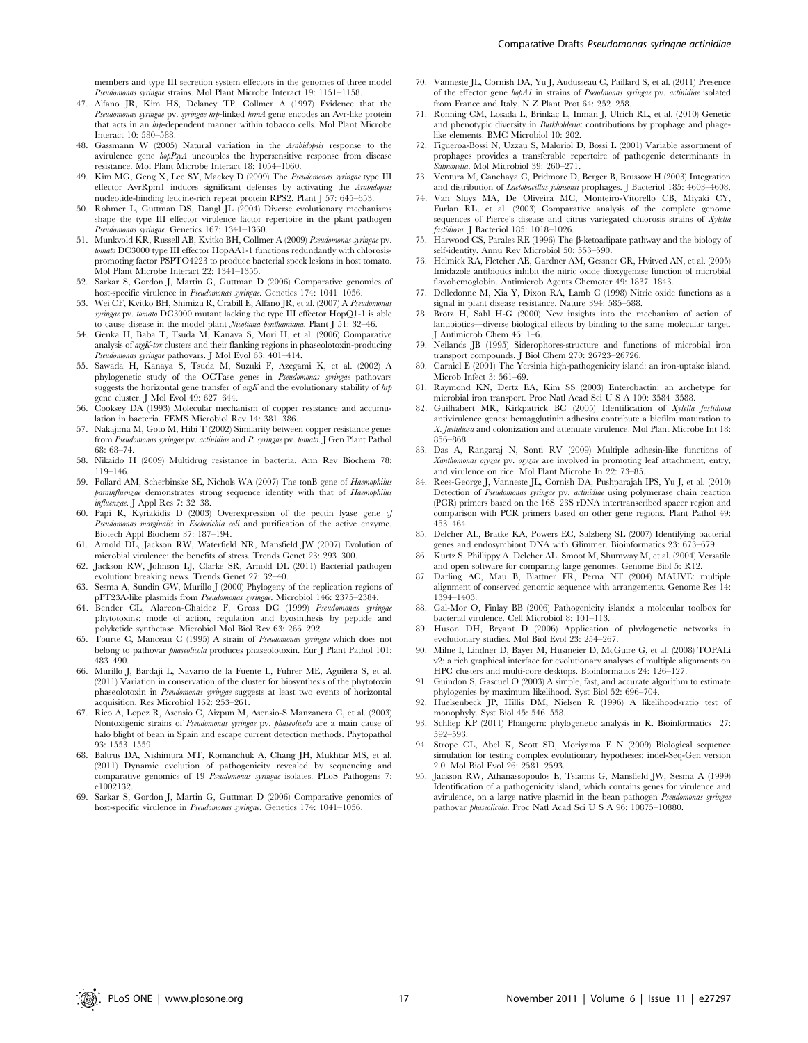members and type III secretion system effectors in the genomes of three model *Pseudomonas syringae* strains. Mol Plant Microbe Interact 19: 1151–1158.

47. Alfano JR, Kim HS, Delaney TP, Collmer A (1997) Evidence that the *Pseudomonas syringae* pv. *syringae hrp*-linked *hrmA* gene encodes an Avr-like protein that acts in an *hrp*-dependent manner within tobacco cells. Mol Plant Microbe Interact 10: 580–588.
48. Gassmann W (2005) Natural variation in the *Arabidopsis* response to the avirulence gene *hopPsyA* uncouples the hypersensitive response from disease resistance. Mol Plant Microbe Interact 18: 1054–1060.
49. Kim MG, Geng X, Lee SY, Mackey D (2009) The *Pseudomonas syringae* type III effector AvrRpm1 induces significant defenses by activating the *Arabidopsis* nucleotide-binding leucine-rich repeat protein RPS2. Plant J 57: 645–653.
50. Rohmer L, Guttman DS, Dangl JL (2004) Diverse evolutionary mechanisms shape the type III effector virulence factor repertoire in the plant pathogen *Pseudomonas syringae*. Genetics 167: 1341–1360.
51. Munkvold KR, Russell AB, Kvitko BH, Collmer A (2009) *Pseudomonas syringae* pv. *tomato* DC3000 type III effector HopAA1-1 functions redundantly with chlorosis-promoting factor PSPTO4223 to produce bacterial speck lesions in host tomato. Mol Plant Microbe Interact 22: 1341–1355.
52. Sarkar S, Gordon J, Martin G, Guttman D (2006) Comparative genomics of host-specific virulence in *Pseudomonas syringae*. Genetics 174: 1041–1056.
53. Wei CF, Kvitko BH, Shimizu R, Crabill E, Alfano JR, et al. (2007) A *Pseudomonas syringae* pv. *tomato* DC3000 mutant lacking the type III effector HopQ1-1 is able to cause disease in the model plant *Nicotiana benthamiana*. Plant J 51: 32–46.
54. Genka H, Baba T, Tsuda M, Kanaya S, Mori H, et al. (2006) Comparative analysis of *argK-tox* clusters and their flanking regions in phaseolotoxin-producing *Pseudomonas syringae* pathovars. J Mol Evol 63: 401–414.
55. Sawada H, Kanaya S, Tsuda M, Suzuki F, Azegami K, et al. (2002) A phylogenetic study of the OCTase genes in *Pseudomonas syringae* pathovars suggests the horizontal gene transfer of *argK* and the evolutionary stability of *hrp* gene cluster. J Mol Evol 49: 627–644.
56. Cooksey DA (1993) Molecular mechanism of copper resistance and accumulation in bacteria. FEMS Microbiol Rev 14: 381–386.
57. Nakajima M, Goto M, Hibi T (2002) Similarity between copper resistance genes from *Pseudomonas syringae* pv. *actinidiae* and *P. syringae* pv. *tomato*. J Gen Plant Pathol 68: 68–74.
58. Nikaido H (2009) Multidrug resistance in bacteria. Ann Rev Biochem 78: 119–146.
59. Pollard AM, Scherbinske SE, Nichols WA (2007) The tonB gene of *Haemophilus parainfluenzae* demonstrates strong sequence identity with that of *Haemophilus influenzae*. J Appl Res 7: 32–38.
60. Papi R, Kyriakidis D (2003) Overexpression of the pectin lyase gene *of Pseudomonas marginalis* in *Escherichia coli* and purification of the active enzyme. Biotech Appl Biochem 37: 187–194.
61. Arnold DL, Jackson RW, Waterfield NR, Mansfield JW (2007) Evolution of microbial virulence: the benefits of stress. Trends Genet 23: 293–300.
62. Jackson RW, Johnson LJ, Clarke SR, Arnold DL (2011) Bacterial pathogen evolution: breaking news. Trends Genet 27: 32–40.
63. Sesma A, Sundin GW, Murillo J (2000) Phylogeny of the replication regions of pPT23A-like plasmids from *Pseudomonas syringae*. Microbiol 146: 2375–2384.
64. Bender CL, Alarcon-Chaidez F, Gross DC (1999) *Pseudomonas syringae* phytotoxins: mode of action, regulation and biosynthesis by peptide and polyketide synthetase. Microbiol Mol Biol Rev 63: 266–292.
65. Tourte C, Manceau C (1995) A strain of *Pseudomonas syringae* which does not belong to pathovar *phaseolicola* produces phaseolotoxin. Eur J Plant Pathol 101: 483–490.
66. Murillo J, Bardaji L, Navarro de la Fuente L, Fuhrer ME, Aguilera S, et al. (2011) Variation in conservation of the cluster for biosynthesis of the phytotoxin phaseolotoxin in *Pseudomonas syringae* suggests at least two events of horizontal acquisition. Res Microbiol 162: 253–261.
67. Rico A, Lopez R, Asensio C, Aizpun M, Asensio-S Manzanera C, et al. (2003) Nontoxigenic strains of *Pseudomonas syringae* pv. *phaseolicola* are a main cause of halo blight of bean in Spain and escape current detection methods. Phytopathol 93: 1553–1559.
68. Baltrus DA, Nishimura MT, Romanchuk A, Chang JH, Mukhtar MS, et al. (2011) Dynamic evolution of pathogenicity revealed by sequencing and comparative genomics of 19 *Pseudomonas syringae* isolates. PLoS Pathogens 7: e1002132.
69. Sarkar S, Gordon J, Martin G, Guttman D (2006) Comparative genomics of host-specific virulence in *Pseudomonas syringae*. Genetics 174: 1041–1056.
70. Vanneste JL, Cornish DA, Yu J, Audusseau C, Paillard S, et al. (2011) Presence of the effector gene *hopA1* in strains of *Pseudomonas syringae* pv. *actinidiae* isolated from France and Italy. N Z Plant Prot 64: 252–258.
71. Ronning CM, Losada L, Brinkac L, Inman J, Ulrich RL, et al. (2010) Genetic and phenotypic diversity in *Burkholderia*: contributions by prophage and phage-like elements. BMC Microbiol 10: 202.
72. Figueroa-Bossi N, Uzzau S, Maloriol D, Bossi L (2001) Variable assortment of prophages provides a transferable repertoire of pathogenic determinants in *Salmonella*. Mol Microbiol 39: 260–271.
73. Ventura M, Canchaya C, Pridmore D, Berger B, Brussow H (2003) Integration and distribution of *Lactobacillus johnsonii* prophages. J Bacteriol 185: 4603–4608.
74. Van Sluys MA, De Oliveira MC, Monteiro-Vitorello CB, Miyaki CY, Furlan RL, et al. (2003) Comparative analysis of the complete genome sequences of Pierce's disease and citrus variegated chlorosis strains of *Xylella fastidiosa*. J Bacteriol 185: 1018–1026.
75. Harwood CS, Parales RE (1996) The β-ketoadipate pathway and the biology of self-identity. Annu Rev Microbiol 50: 553–590.
76. Helmick RA, Fletcher AE, Gardner AM, Gessner CR, Hvitved AN, et al. (2005) Imidazole antibiotics inhibit the nitric oxide dioxygenase function of microbial flavohemoglobin. Antimicrob Agents Chemoter 49: 1837–1843.
77. Delledonne M, Xia Y, Dixon RA, Lamb C (1998) Nitric oxide functions as a signal in plant disease resistance. Nature 394: 585–588.
78. Brötz H, Sahl H-G (2000) New insights into the mechanism of action of lantibiotics—diverse biological effects by binding to the same molecular target. J Antimicrob Chem 46: 1–6.
79. Neilands JB (1995) Siderophores-structure and functions of microbial iron transport compounds. J Biol Chem 270: 26723–26726.
80. Carniel E (2001) The Yersinia high-pathogenicity island: an iron-uptake island. Microb Infect 3: 561–69.
81. Raymond KN, Dertz EA, Kim SS (2003) Enterobactin: an archetype for microbial iron transport. Proc Natl Acad Sci U S A 100: 3584–3588.
82. Guilhabert MR, Kirkpatrick BC (2005) Identification of *Xylella fastidiosa* antivirulence genes: hemagglutinin adhesins contribute a biofilm maturation to *X. fastidiosa* and colonization and attenuate virulence. Mol Plant Microbe Int 18: 856–868.
83. Das A, Rangaraj N, Sonti RV (2009) Multiple adhesin-like functions of *Xanthomonas oryzae* pv. *oryzae* are involved in promoting leaf attachment, entry, and virulence on rice. Mol Plant Microbe In 22: 73–85.
84. Rees-George J, Vanneste JL, Cornish DA, Pushparajah IPS, Yu J, et al. (2010) Detection of *Pseudomonas syringae* pv. *actinidiae* using polymerase chain reaction (PCR) primers based on the 16S–23S rDNA intertranscribed spacer region and comparison with PCR primers based on other gene regions. Plant Pathol 49: 453–464.
85. Delcher AL, Bratke KA, Powers EC, Salzberg SL (2007) Identifying bacterial genes and endosymbiont DNA with Glimmer. Bioinformatics 23: 673–679.
86. Kurtz S, Phillippy A, Delcher AL, Smoot M, Shumway M, et al. (2004) Versatile and open software for comparing large genomes. Genome Biol 5: R12.
87. Darling AC, Mau B, Blattner FR, Perna NT (2004) MAUVE: multiple alignment of conserved genomic sequence with rearrangements. Genome Res 14: 1394–1403.
88. Gal-Mor O, Finlay BB (2006) Pathogenicity islands: a molecular toolbox for bacterial virulence. Cell Microbiol 8: 101–113.
89. Huson DH, Bryant D (2006) Application of phylogenetic networks in evolutionary studies. Mol Biol Evol 23: 254–267.
90. Milne I, Lindner D, Bayer M, Husmeier D, McGuire G, et al. (2008) TOPALi v2: a rich graphical interface for evolutionary analyses of multiple alignments on HPC clusters and multi-core desktops. Bioinformatics 24: 126–127.
91. Guindon S, Gascuel O (2003) A simple, fast, and accurate algorithm to estimate phylogenies by maximum likelihood. Syst Biol 52: 696–704.
92. Huelsenbeck JP, Hillis DM, Nielsen R (1996) A likelihood-ratio test of monophyly. Syst Biol 45: 546–558.
93. Schliep KP (2011) Phangorn: phylogenetic analysis in R. Bioinformatics 27: 592–593.
94. Strope CL, Abel K, Scott SD, Moriyama E N (2009) Biological sequence simulation for testing complex evolutionary hypotheses: indel-Seq-Gen version 2.0. Mol Biol Evol 26: 2581–2593.
95. Jackson RW, Athanassopoulos E, Tsiamis G, Mansfield JW, Sesma A (1999) Identification of a pathogenicity island, which contains genes for virulence and avirulence, on a large native plasmid in the bean pathogen *Pseudomonas syringae* pathovar *phaseolicola*. Proc Natl Acad Sci U S A 96: 10875–10880.